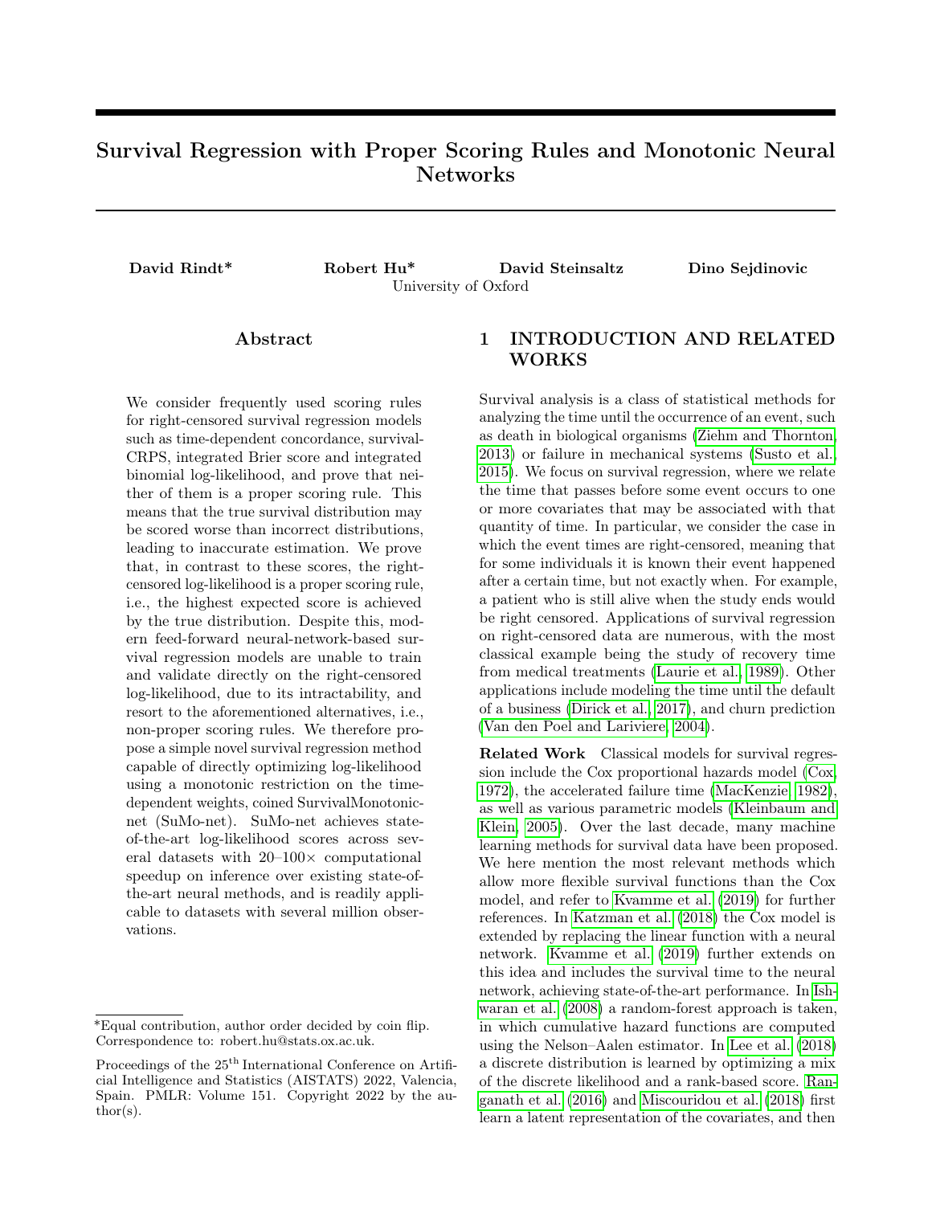# Survival Regression with Proper Scoring Rules and Monotonic Neural Networks

**David Rindt*** **Robert Hu*** **David Steinsaltz** **Dino Sejdinovic**

University of Oxford

## Abstract

We consider frequently used scoring rules for right-censored survival regression models such as time-dependent concordance, survival-CRPS, integrated Brier score and integrated binomial log-likelihood, and prove that neither of them is a proper scoring rule. This means that the true survival distribution may be scored worse than incorrect distributions, leading to inaccurate estimation. We prove that, in contrast to these scores, the right-censored log-likelihood is a proper scoring rule, i.e., the highest expected score is achieved by the true distribution. Despite this, modern feed-forward neural-network-based survival regression models are unable to train and validate directly on the right-censored log-likelihood, due to its intractability, and resort to the aforementioned alternatives, i.e., non-proper scoring rules. We therefore propose a simple novel survival regression method capable of directly optimizing log-likelihood using a monotonic restriction on the time-dependent weights, coined SurvivalMonotonic-net (SuMo-net). SuMo-net achieves state-of-the-art log-likelihood scores across several datasets with 20–100× computational speedup on inference over existing state-of-the-art neural methods, and is readily applicable to datasets with several million observations.

## 1 INTRODUCTION AND RELATED WORKS

Survival analysis is a class of statistical methods for analyzing the time until the occurrence of an event, such as death in biological organisms (Ziehm and Thornton, 2013) or failure in mechanical systems (Susto et al., 2015). We focus on survival regression, where we relate the time that passes before some event occurs to one or more covariates that may be associated with that quantity of time. In particular, we consider the case in which the event times are right-censored, meaning that for some individuals it is known their event happened after a certain time, but not exactly when. For example, a patient who is still alive when the study ends would be right censored. Applications of survival regression on right-censored data are numerous, with the most classical example being the study of recovery time from medical treatments (Laurie et al., 1989). Other applications include modeling the time until the default of a business (Dirick et al., 2017), and churn prediction (Van den Poel and Lariviere, 2004).

**Related Work** Classical models for survival regression include the Cox proportional hazards model (Cox, 1972), the accelerated failure time (MacKenzie, 1982), as well as various parametric models (Kleinbaum and Klein, 2005). Over the last decade, many machine learning methods for survival data have been proposed. We here mention the most relevant methods which allow more flexible survival functions than the Cox model, and refer to Kvamme et al. (2019) for further references. In Katzman et al. (2018) the Cox model is extended by replacing the linear function with a neural network. Kvamme et al. (2019) further extends on this idea and includes the survival time to the neural network, achieving state-of-the-art performance. In Ishwaran et al. (2008) a random-forest approach is taken, in which cumulative hazard functions are computed using the Nelson–Aalen estimator. In Lee et al. (2018) a discrete distribution is learned by optimizing a mix of the discrete likelihood and a rank-based score. Ranganath et al. (2016) and Miscouridou et al. (2018) first learn a latent representation of the covariates, and then

*Equal contribution, author order decided by coin flip. Correspondence to: robert.hu@stats.ox.ac.uk.

Proceedings of the 25[th] International Conference on Artificial Intelligence and Statistics (AISTATS) 2022, Valencia, Spain. PMLR: Volume 151. Copyright 2022 by the author(s).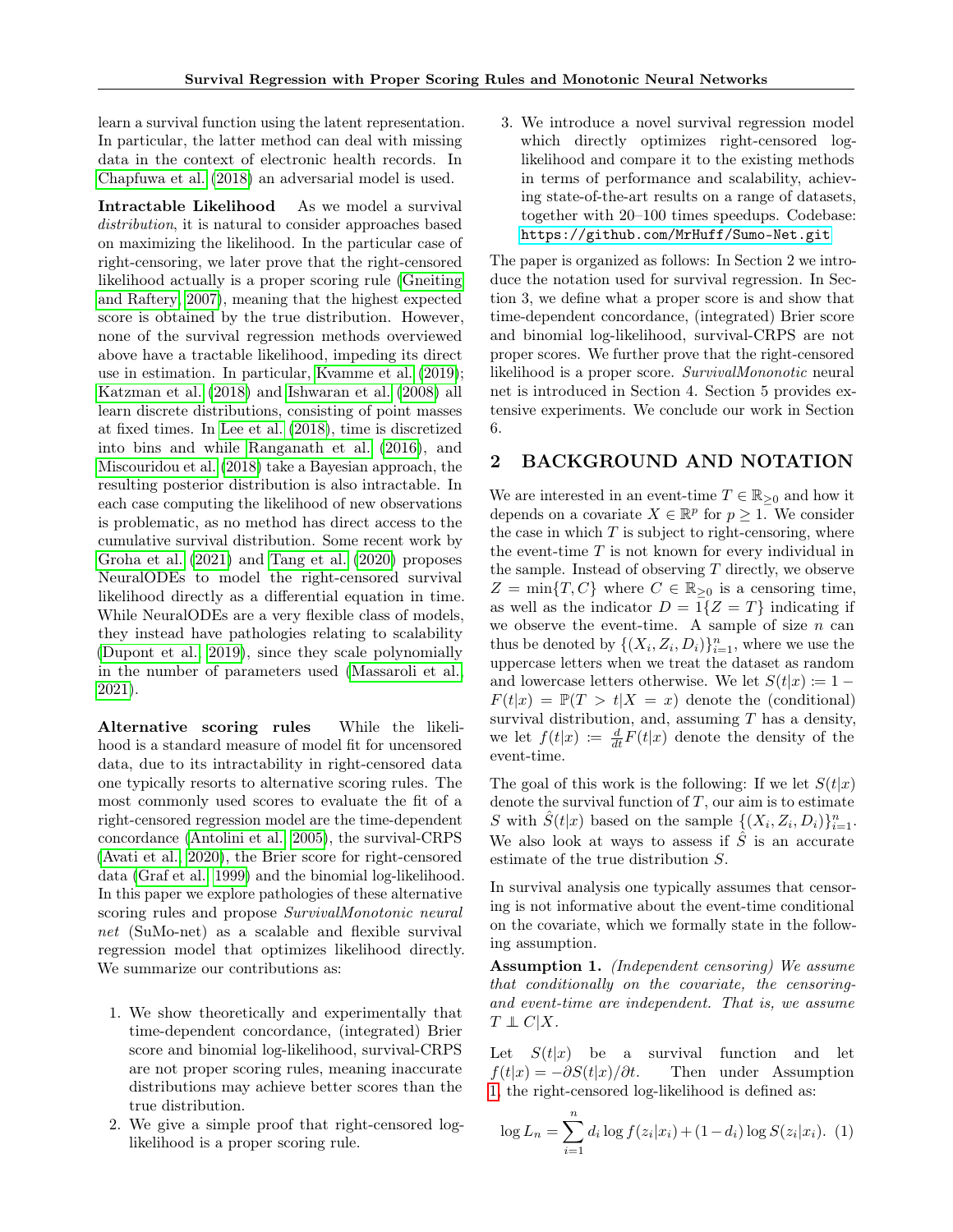learn a survival function using the latent representation. In particular, the latter method can deal with missing data in the context of electronic health records. In Chapfuwa et al. (2018) an adversarial model is used.

**Intractable Likelihood** As we model a survival *distribution*, it is natural to consider approaches based on maximizing the likelihood. In the particular case of right-censoring, we later prove that the right-censored likelihood actually is a proper scoring rule (Gneiting and Raftery, 2007), meaning that the highest expected score is obtained by the true distribution. However, none of the survival regression methods overviewed above have a tractable likelihood, impeding its direct use in estimation. In particular, Kvamme et al. (2019); Katzman et al. (2018) and Ishwaran et al. (2008) all learn discrete distributions, consisting of point masses at fixed times. In Lee et al. (2018), time is discretized into bins and while Ranganath et al. (2016), and Miscouridou et al. (2018) take a Bayesian approach, the resulting posterior distribution is also intractable. In each case computing the likelihood of new observations is problematic, as no method has direct access to the cumulative survival distribution. Some recent work by Groha et al. (2021) and Tang et al. (2020) proposes NeuralODEs to model the right-censored survival likelihood directly as a differential equation in time. While NeuralODEs are a very flexible class of models, they instead have pathologies relating to scalability (Dupont et al., 2019), since they scale polynomially in the number of parameters used (Massaroli et al., 2021).

**Alternative scoring rules** While the likelihood is a standard measure of model fit for uncensored data, due to its intractability in right-censored data one typically resorts to alternative scoring rules. The most commonly used scores to evaluate the fit of a right-censored regression model are the time-dependent concordance (Antolini et al., 2005), the survival-CRPS (Avati et al., 2020), the Brier score for right-censored data (Graf et al., 1999) and the binomial log-likelihood. In this paper we explore pathologies of these alternative scoring rules and propose *SurvivalMonotonic neural net* (SuMo-net) as a scalable and flexible survival regression model that optimizes likelihood directly. We summarize our contributions as:

1. We show theoretically and experimentally that time-dependent concordance, (integrated) Brier score and binomial log-likelihood, survival-CRPS are not proper scoring rules, meaning inaccurate distributions may achieve better scores than the true distribution.
2. We give a simple proof that right-censored log-likelihood is a proper scoring rule.
3. We introduce a novel survival regression model which directly optimizes right-censored log-likelihood and compare it to the existing methods in terms of performance and scalability, achieving state-of-the-art results on a range of datasets, together with 20–100 times speedups. Codebase: https://github.com/MrHuff/Sumo-Net.git

The paper is organized as follows: In Section 2 we introduce the notation used for survival regression. In Section 3, we define what a proper score is and show that time-dependent concordance, (integrated) Brier score and binomial log-likelihood, survival-CRPS are not proper scores. We further prove that the right-censored likelihood is a proper score. *SurvivalMononotic* neural net is introduced in Section 4. Section 5 provides extensive experiments. We conclude our work in Section 6.

## 2 BACKGROUND AND NOTATION

We are interested in an event-time $T \in \mathbb{R}_{\geq 0}$ and how it depends on a covariate $X \in \mathbb{R}^p$ for $p \geq 1$. We consider the case in which $T$ is subject to right-censoring, where the event-time $T$ is not known for every individual in the sample. Instead of observing $T$ directly, we observe $Z = \min\{T, C\}$ where $C \in \mathbb{R}_{\geq 0}$ is a censoring time, as well as the indicator $D = 1\{Z = T\}$ indicating if we observe the event-time. A sample of size $n$ can thus be denoted by $\{(X_i, Z_i, D_i)\}_{i=1}^n$, where we use the uppercase letters when we treat the dataset as random and lowercase letters otherwise. We let $S(t|x) := 1 - F(t|x) = \mathbb{P}(T > t|X = x)$ denote the (conditional) survival distribution, and, assuming $T$ has a density, we let $f(t|x) := \frac{d}{dt}F(t|x)$ denote the density of the event-time.

The goal of this work is the following: If we let $S(t|x)$ denote the survival function of $T$, our aim is to estimate $S$ with $\hat{S}(t|x)$ based on the sample $\{(X_i, Z_i, D_i)\}_{i=1}^n$. We also look at ways to assess if $\hat{S}$ is an accurate estimate of the true distribution $S$.

In survival analysis one typically assumes that censoring is not informative about the event-time conditional on the covariate, which we formally state in the following assumption.

**Assumption 1.** *(Independent censoring) We assume that conditionally on the covariate, the censoring- and event-time are independent. That is, we assume $T \perp\!\!\!\perp C|X$.*

Let $S(t|x)$ be a survival function and let $f(t|x) = -\partial S(t|x)/\partial t$. Then under Assumption 1, the right-censored log-likelihood is defined as:

$$\log L_n = \sum_{i=1}^n d_i \log f(z_i|x_i) + (1-d_i)\log S(z_i|x_i). \quad (1)$$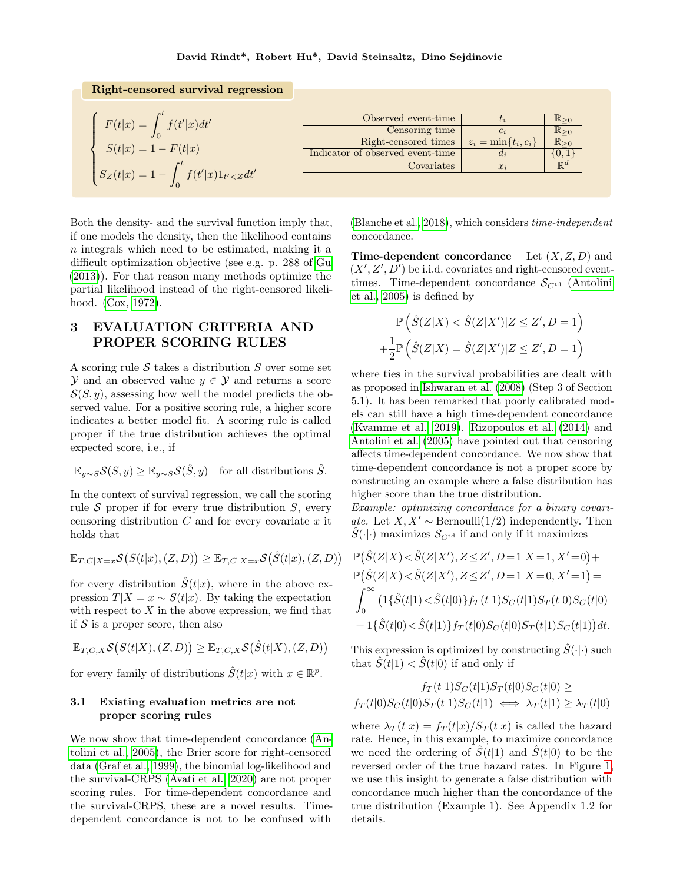**Right-censored survival regression**

$$\begin{cases} F(t|x) = \int_0^t f(t'|x)dt' \\ S(t|x) = 1 - F(t|x) \\ S_Z(t|x) = 1 - \int_0^t f(t'|x) 1_{t'<Z} dt' \end{cases}$$

| | | |
|---|---|---|
| Observed event-time | $t_i$ | $\mathbb{R}_{\geq 0}$ |
| Censoring time | $c_i$ | $\mathbb{R}_{\geq 0}$ |
| Right-censored times | $z_i = \min\{t_i, c_i\}$ | $\mathbb{R}_{\geq 0}$ |
| Indicator of observed event-time | $d_i$ | $\{0, 1\}$ |
| Covariates | $x_i$ | $\mathbb{R}^d$ |

Both the density- and the survival function imply that, if one models the density, then the likelihood contains $n$ integrals which need to be estimated, making it a difficult optimization objective (see e.g. p. 288 of Gu (2013)). For that reason many methods optimize the partial likelihood instead of the right-censored likelihood. (Cox, 1972).

# 3 EVALUATION CRITERIA AND PROPER SCORING RULES

A scoring rule $\mathcal{S}$ takes a distribution $S$ over some set $\mathcal{Y}$ and an observed value $y \in \mathcal{Y}$ and returns a score $\mathcal{S}(S, y)$, assessing how well the model predicts the observed value. For a positive scoring rule, a higher score indicates a better model fit. A scoring rule is called proper if the true distribution achieves the optimal expected score, i.e., if

$$\mathbb{E}_{y\sim S}\mathcal{S}(S, y) \geq \mathbb{E}_{y\sim S}\mathcal{S}(\hat{S}, y) \quad \text{for all distributions } \hat{S}.$$

In the context of survival regression, we call the scoring rule $\mathcal{S}$ proper if for every true distribution $S$, every censoring distribution $C$ and for every covariate $x$ it holds that

$$\mathbb{E}_{T,C|X=x}\mathcal{S}\big(S(t|x), (Z, D)\big) \geq \mathbb{E}_{T,C|X=x}\mathcal{S}\big(\hat{S}(t|x), (Z, D)\big)$$

for every distribution $\hat{S}(t|x)$, where in the above expression $T|X = x \sim S(t|x)$. By taking the expectation with respect to $X$ in the above expression, we find that if $\mathcal{S}$ is a proper score, then also

$$\mathbb{E}_{T,C,X}\mathcal{S}\big(S(t|X), (Z, D)\big) \geq \mathbb{E}_{T,C,X}\mathcal{S}\big(\hat{S}(t|X), (Z, D)\big)$$

for every family of distributions $\hat{S}(t|x)$ with $x \in \mathbb{R}^p$.

## 3.1 Existing evaluation metrics are not proper scoring rules

We now show that time-dependent concordance (Antolini et al., 2005), the Brier score for right-censored data (Graf et al., 1999), the binomial log-likelihood and the survival-CRPS (Avati et al., 2020) are not proper scoring rules. For time-dependent concordance and the survival-CRPS, these are a novel results. Time-dependent concordance is not to be confused with (Blanche et al., 2018), which considers *time-independent* concordance.

**Time-dependent concordance** Let $(X, Z, D)$ and $(X', Z', D')$ be i.i.d. covariates and right-censored event-times. Time-dependent concordance $\mathcal{S}_{C^{\text{td}}}$ (Antolini et al., 2005) is defined by

$$\mathbb{P}\left(\hat{S}(Z|X) < \hat{S}(Z|X')|Z \leq Z', D = 1\right)$$
$$+\frac{1}{2}\mathbb{P}\left(\hat{S}(Z|X) = \hat{S}(Z|X')|Z \leq Z', D = 1\right)$$

where ties in the survival probabilities are dealt with as proposed in Ishwaran et al. (2008) (Step 3 of Section 5.1). It has been remarked that poorly calibrated models can still have a high time-dependent concordance (Kvamme et al., 2019). Rizopoulos et al. (2014) and Antolini et al. (2005) have pointed out that censoring affects time-dependent concordance. We now show that time-dependent concordance is not a proper score by constructing an example where a false distribution has higher score than the true distribution.

*Example: optimizing concordance for a binary covariate.* Let $X, X' \sim \text{Bernoulli}(1/2)$ independently. Then $\hat{S}(\cdot|\cdot)$ maximizes $\mathcal{S}_{C^{\text{td}}}$ if and only if it maximizes

$$\begin{aligned}
&\mathbb{P}\big(\hat{S}(Z|X) < \hat{S}(Z|X'), Z \leq Z', D = 1|X = 1, X' = 0\big) + \\
&\mathbb{P}\big(\hat{S}(Z|X) < \hat{S}(Z|X'), Z \leq Z', D = 1|X = 0, X' = 1\big) = \\
&\int_0^\infty \big(1\{\hat{S}(t|1) < \hat{S}(t|0)\} f_T(t|1) S_C(t|1) S_T(t|0) S_C(t|0) \\
&+ 1\{\hat{S}(t|0) < \hat{S}(t|1)\} f_T(t|0) S_C(t|0) S_T(t|1) S_C(t|1)\big) dt.
\end{aligned}$$

This expression is optimized by constructing $\hat{S}(\cdot|\cdot)$ such that $\hat{S}(t|1) < \hat{S}(t|0)$ if and only if

$$\begin{aligned}
&f_T(t|1) S_C(t|1) S_T(t|0) S_C(t|0) \geq \\
&f_T(t|0) S_C(t|0) S_T(t|1) S_C(t|1) \iff \lambda_T(t|1) \geq \lambda_T(t|0)
\end{aligned}$$

where $\lambda_T(t|x) = f_T(t|x)/S_T(t|x)$ is called the hazard rate. Hence, in this example, to maximize concordance we need the ordering of $\hat{S}(t|1)$ and $\hat{S}(t|0)$ to be the reversed order of the true hazard rates. In Figure 1, we use this insight to generate a false distribution with concordance much higher than the concordance of the true distribution (Example 1). See Appendix 1.2 for details.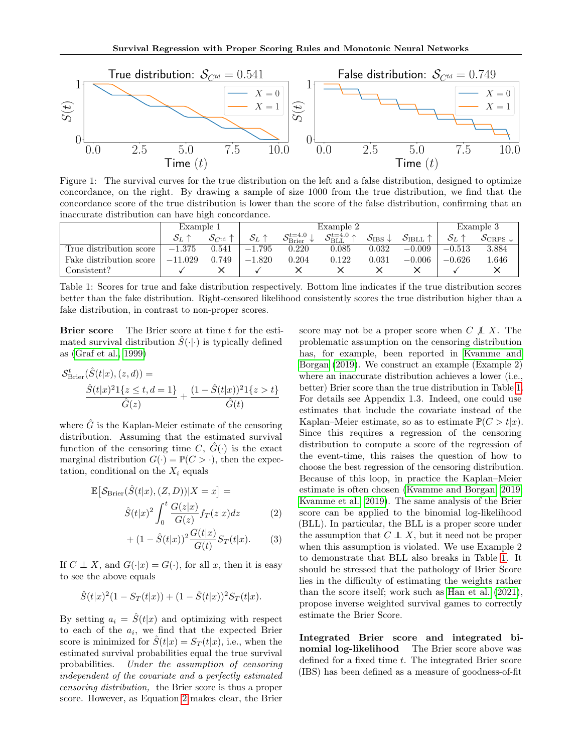Figure 1: The survival curves for the true distribution on the left and a false distribution, designed to optimize concordance, on the right. By drawing a sample of size 1000 from the true distribution, we find that the concordance score of the true distribution is lower than the score of the false distribution, confirming that an inaccurate distribution can have high concordance.

| | Example 1 | | Example 2 | | | | | Example 3 | |
|---|---|---|---|---|---|---|---|---|---|
| | $\mathcal{S}_L \uparrow$ | $\mathcal{S}_{C^{td}} \uparrow$ | $\mathcal{S}_L \uparrow$ | $\mathcal{S}^{t=4.0}_{\text{Brier}} \downarrow$ | $\mathcal{S}^{t=4.0}_{\text{BLL}} \uparrow$ | $\mathcal{S}_{\text{IBS}} \downarrow$ | $\mathcal{S}_{\text{IBLL}} \uparrow$ | $\mathcal{S}_L \uparrow$ | $\mathcal{S}_{\text{CRPS}} \downarrow$ |
| True distribution score | $-1.375$ | 0.541 | $-1.795$ | 0.220 | 0.085 | 0.032 | $-0.009$ | $-0.513$ | 3.884 |
| Fake distribution score | $-11.029$ | 0.749 | $-1.820$ | 0.204 | 0.122 | 0.031 | $-0.006$ | $-0.626$ | 1.646 |
| Consistent? | ✓ | ✗ | ✓ | ✗ | ✗ | ✗ | ✗ | ✓ | ✗ |

Table 1: Scores for true and fake distribution respectively. Bottom line indicates if the true distribution scores better than the fake distribution. Right-censored likelihood consistently scores the true distribution higher than a fake distribution, in contrast to non-proper scores.

**Brier score** The Brier score at time $t$ for the estimated survival distribution $\hat{S}(\cdot|\cdot)$ is typically defined as (Graf et al., 1999)

$$\mathcal{S}^t_{\text{Brier}}(\hat{S}(t|x),(z,d)) = \frac{\hat{S}(t|x)^2 1\{z \leq t, d=1\}}{\hat{G}(z)} + \frac{(1-\hat{S}(t|x))^2 1\{z > t\}}{\hat{G}(t)}$$

where $\hat{G}$ is the Kaplan-Meier estimate of the censoring distribution. Assuming that the estimated survival function of the censoring time $C$, $\hat{G}(\cdot)$ is the exact marginal distribution $G(\cdot) = \mathbb{P}(C > \cdot)$, then the expectation, conditional on the $X_i$ equals

$$\mathbb{E}\big[\mathcal{S}_{\text{Brier}}(\hat{S}(t|x),(Z,D))|X=x\big] = \hat{S}(t|x)^2 \int_0^t \frac{G(z|x)}{G(z)} f_T(z|x) dz \tag{2}$$

$$+ (1-\hat{S}(t|x))^2 \frac{G(t|x)}{G(t)} S_T(t|x). \tag{3}$$

If $C \perp\!\!\!\perp X$, and $G(\cdot|x) = G(\cdot)$, for all $x$, then it is easy to see the above equals

$$\hat{S}(t|x)^2(1 - S_T(t|x)) + (1-\hat{S}(t|x))^2 S_T(t|x).$$

By setting $a_i = \hat{S}(t|x)$ and optimizing with respect to each of the $a_i$, we find that the expected Brier score is minimized for $\hat{S}(t|x) = S_T(t|x)$, i.e., when the estimated survival probabilities equal the true survival probabilities. *Under the assumption of censoring independent of the covariate and a perfectly estimated censoring distribution,* the Brier score is thus a proper score. However, as Equation 2 makes clear, the Brier score may not be a proper score when $C \not\perp\!\!\!\perp X$. The problematic assumption on the censoring distribution has, for example, been reported in Kvamme and Borgan (2019). We construct an example (Example 2) where an inaccurate distribution achieves a lower (i.e., better) Brier score than the true distribution in Table 1. For details see Appendix 1.3. Indeed, one could use estimates that include the covariate instead of the Kaplan–Meier estimate, so as to estimate $\mathbb{P}(C > t|x)$. Since this requires a regression of the censoring distribution to compute a score of the regression of the event-time, this raises the question of how to choose the best regression of the censoring distribution. Because of this loop, in practice the Kaplan–Meier estimate is often chosen (Kvamme and Borgan, 2019; Kvamme et al., 2019). The same analysis of the Brier score can be applied to the binomial log-likelihood (BLL). In particular, the BLL is a proper score under the assumption that $C \perp\!\!\!\perp X$, but it need not be proper when this assumption is violated. We use Example 2 to demonstrate that BLL also breaks in Table 1. It should be stressed that the pathology of Brier Score lies in the difficulty of estimating the weights rather than the score itself; work such as Han et al. (2021), propose inverse weighted survival games to correctly estimate the Brier Score.

**Integrated Brier score and integrated binomial log-likelihood** The Brier score above was defined for a fixed time $t$. The integrated Brier score (IBS) has been defined as a measure of goodness-of-fit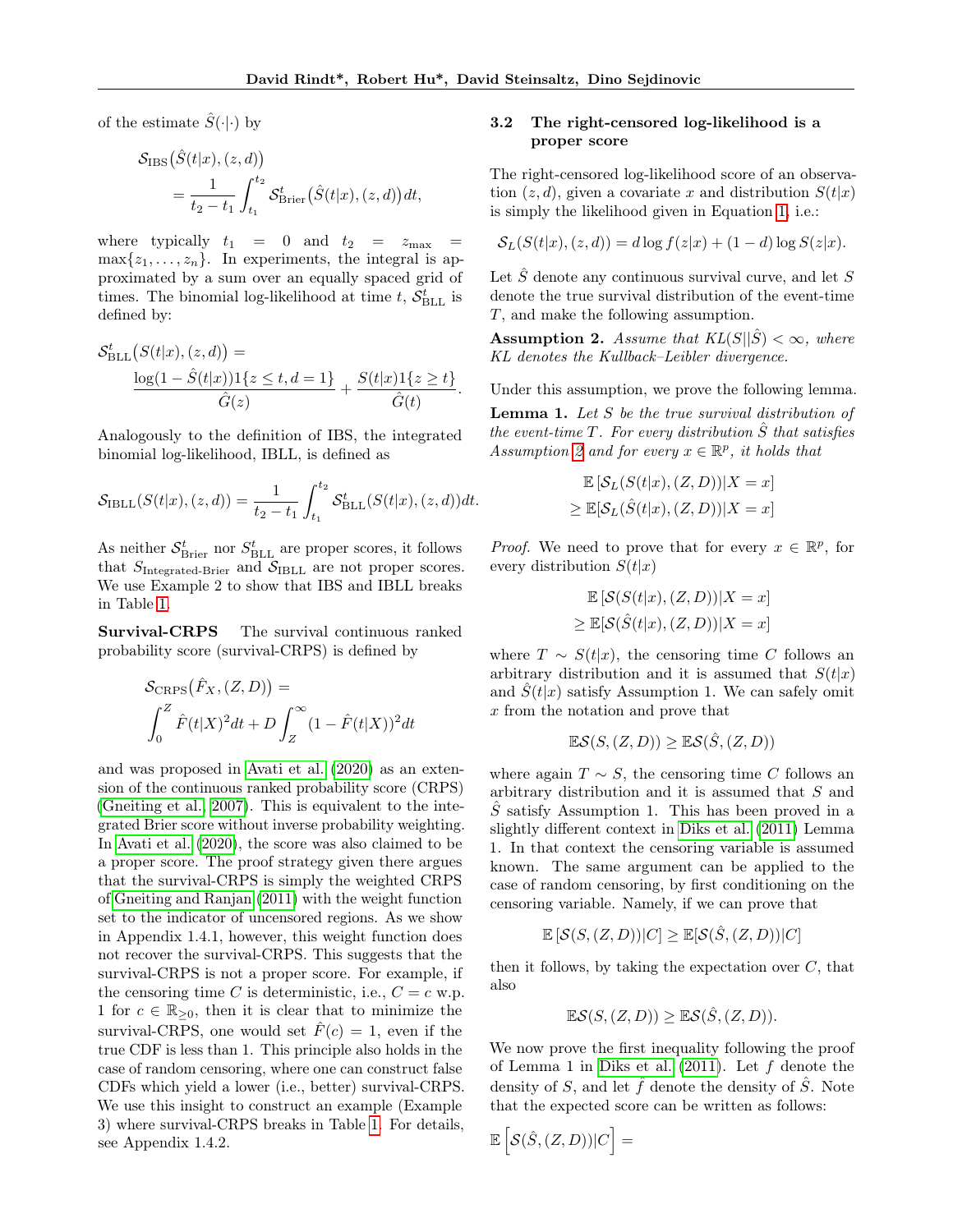of the estimate $\hat{S}(\cdot|\cdot)$ by

$$\mathcal{S}_{\text{IBS}}\big(\hat{S}(t|x),(z,d)\big) = \frac{1}{t_2 - t_1}\int_{t_1}^{t_2} \mathcal{S}^t_{\text{Brier}}\big(\hat{S}(t|x),(z,d)\big)dt,$$

where typically $t_1 = 0$ and $t_2 = z_{\max} = \max\{z_1,\ldots,z_n\}$. In experiments, the integral is approximated by a sum over an equally spaced grid of times. The binomial log-likelihood at time $t$, $\mathcal{S}^t_{\text{BLL}}$ is defined by:

$$\mathcal{S}^t_{\text{BLL}}\big(S(t|x),(z,d)\big) = \frac{\log(1-\hat{S}(t|x))1\{z \le t, d=1\}}{\hat{G}(z)} + \frac{S(t|x)1\{z \ge t\}}{\hat{G}(t)}.$$

Analogously to the definition of IBS, the integrated binomial log-likelihood, IBLL, is defined as

$$\mathcal{S}_{\text{IBLL}}(S(t|x),(z,d)) = \frac{1}{t_2-t_1}\int_{t_1}^{t_2}\mathcal{S}^t_{\text{BLL}}(S(t|x),(z,d))dt.$$

As neither $\mathcal{S}^t_{\text{Brier}}$ nor $S^t_{\text{BLL}}$ are proper scores, it follows that $S_{\text{Integrated-Brier}}$ and $\mathcal{S}_{\text{IBLL}}$ are not proper scores. We use Example 2 to show that IBS and IBLL breaks in Table 1.

**Survival-CRPS** The survival continuous ranked probability score (survival-CRPS) is defined by

$$\mathcal{S}_{\text{CRPS}}\big(\hat{F}_X,(Z,D)\big) = \int_0^Z \hat{F}(t|X)^2 dt + D\int_Z^\infty (1-\hat{F}(t|X))^2 dt$$

and was proposed in Avati et al. (2020) as an extension of the continuous ranked probability score (CRPS) (Gneiting et al., 2007). This is equivalent to the integrated Brier score without inverse probability weighting. In Avati et al. (2020), the score was also claimed to be a proper score. The proof strategy given there argues that the survival-CRPS is simply the weighted CRPS of Gneiting and Ranjan (2011) with the weight function set to the indicator of uncensored regions. As we show in Appendix 1.4.1, however, this weight function does not recover the survival-CRPS. This suggests that the survival-CRPS is not a proper score. For example, if the censoring time $C$ is deterministic, i.e., $C = c$ w.p. 1 for $c \in \mathbb{R}_{\ge 0}$, then it is clear that to minimize the survival-CRPS, one would set $\hat{F}(c) = 1$, even if the true CDF is less than 1. This principle also holds in the case of random censoring, where one can construct false CDFs which yield a lower (i.e., better) survival-CRPS. We use this insight to construct an example (Example 3) where survival-CRPS breaks in Table 1. For details, see Appendix 1.4.2.

### 3.2 The right-censored log-likelihood is a proper score

The right-censored log-likelihood score of an observation $(z,d)$, given a covariate $x$ and distribution $S(t|x)$ is simply the likelihood given in Equation 1, i.e.:

$$\mathcal{S}_L(S(t|x),(z,d)) = d\log f(z|x) + (1-d)\log S(z|x).$$

Let $\hat{S}$ denote any continuous survival curve, and let $S$ denote the true survival distribution of the event-time $T$, and make the following assumption.

**Assumption 2.** *Assume that $KL(S||\hat{S}) < \infty$, where KL denotes the Kullback–Leibler divergence.*

Under this assumption, we prove the following lemma.

**Lemma 1.** *Let $S$ be the true survival distribution of the event-time $T$. For every distribution $\hat{S}$ that satisfies Assumption 2 and for every $x \in \mathbb{R}^p$, it holds that*

$$\mathbb{E}\left[\mathcal{S}_L(S(t|x),(Z,D))|X=x\right] \ge \mathbb{E}[\mathcal{S}_L(\hat{S}(t|x),(Z,D))|X=x]$$

*Proof.* We need to prove that for every $x \in \mathbb{R}^p$, for every distribution $S(t|x)$

$$\mathbb{E}\left[\mathcal{S}(S(t|x),(Z,D))|X=x\right] \ge \mathbb{E}[\mathcal{S}(\hat{S}(t|x),(Z,D))|X=x]$$

where $T \sim S(t|x)$, the censoring time $C$ follows an arbitrary distribution and it is assumed that $S(t|x)$ and $\hat{S}(t|x)$ satisfy Assumption 1. We can safely omit $x$ from the notation and prove that

$$\mathbb{E}\mathcal{S}(S,(Z,D)) \ge \mathbb{E}\mathcal{S}(\hat{S},(Z,D))$$

where again $T \sim S$, the censoring time $C$ follows an arbitrary distribution and it is assumed that $S$ and $\hat{S}$ satisfy Assumption 1. This has been proved in a slightly different context in Diks et al. (2011) Lemma 1. In that context the censoring variable is assumed known. The same argument can be applied to the case of random censoring, by first conditioning on the censoring variable. Namely, if we can prove that

$$\mathbb{E}\left[\mathcal{S}(S,(Z,D))|C\right] \ge \mathbb{E}[\mathcal{S}(\hat{S},(Z,D))|C]$$

then it follows, by taking the expectation over $C$, that also

$$\mathbb{E}\mathcal{S}(S,(Z,D)) \ge \mathbb{E}\mathcal{S}(\hat{S},(Z,D)).$$

We now prove the first inequality following the proof of Lemma 1 in Diks et al. (2011). Let $f$ denote the density of $S$, and let $\hat{f}$ denote the density of $\hat{S}$. Note that the expected score can be written as follows:

$$\mathbb{E}\left[\mathcal{S}(\hat{S},(Z,D))|C\right] =$$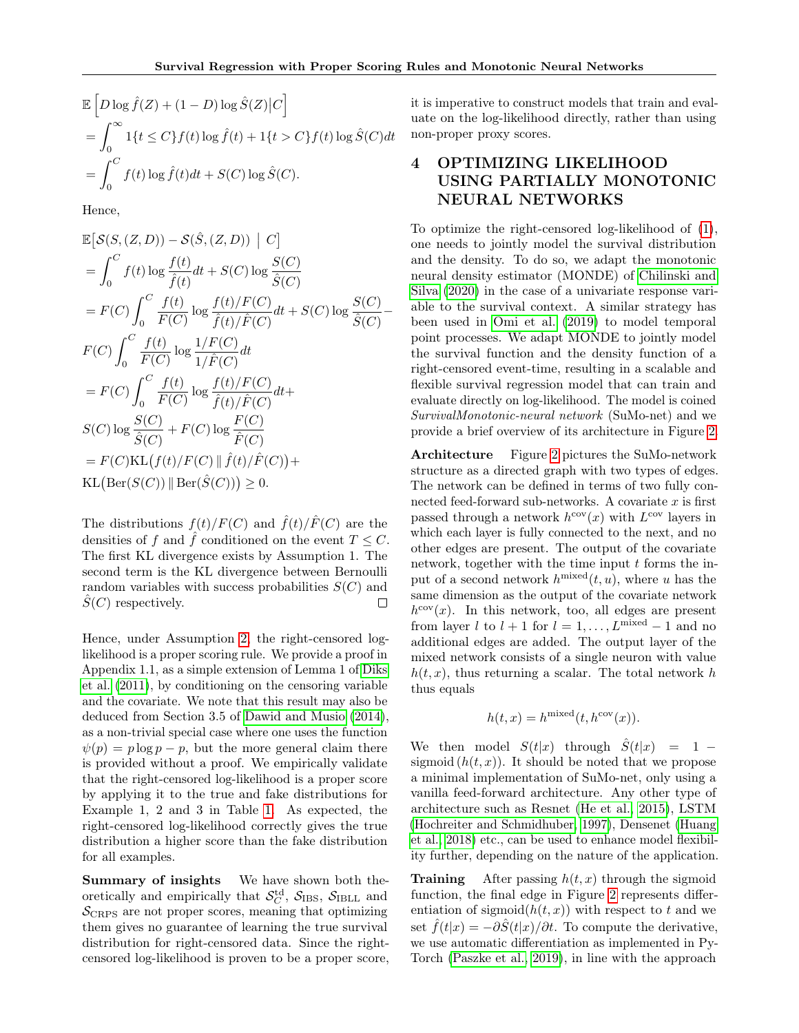$$
\begin{aligned}
&\mathbb{E}\left[D \log \hat{f}(Z) + (1-D) \log \hat{S}(Z) \middle| C\right] \\
&= \int_0^\infty 1\{t \leq C\} f(t) \log \hat{f}(t) + 1\{t > C\} f(t) \log \hat{S}(C) dt \\
&= \int_0^C f(t) \log \hat{f}(t) dt + S(C) \log \hat{S}(C).
\end{aligned}
$$

Hence,

$$
\begin{aligned}
&\mathbb{E}\big[\mathcal{S}(S,(Z,D)) - \mathcal{S}(\hat{S},(Z,D)) \ \big| \ C\big] \\
&= \int_0^C f(t) \log \frac{f(t)}{\hat{f}(t)} dt + S(C) \log \frac{S(C)}{\hat{S}(C)} \\
&= F(C) \int_0^C \frac{f(t)}{F(C)} \log \frac{f(t)/F(C)}{\hat{f}(t)/\hat{F}(C)} dt + S(C) \log \frac{S(C)}{\hat{S}(C)} - \\
&F(C) \int_0^C \frac{f(t)}{F(C)} \log \frac{1/F(C)}{1/\hat{F}(C)} dt \\
&= F(C) \int_0^C \frac{f(t)}{F(C)} \log \frac{f(t)/F(C)}{\hat{f}(t)/\hat{F}(C)} dt + \\
&S(C) \log \frac{S(C)}{\hat{S}(C)} + F(C) \log \frac{F(C)}{\hat{F}(C)} \\
&= F(C) \mathrm{KL}\big(f(t)/F(C) \,\|\, \hat{f}(t)/\hat{F}(C)\big) + \\
&\mathrm{KL}\big(\mathrm{Ber}(S(C)) \,\|\, \mathrm{Ber}(\hat{S}(C))\big) \geq 0.
\end{aligned}
$$

The distributions $f(t)/F(C)$ and $\hat{f}(t)/\hat{F}(C)$ are the densities of $f$ and $\hat{f}$ conditioned on the event $T \leq C$. The first KL divergence exists by Assumption 1. The second term is the KL divergence between Bernoulli random variables with success probabilities $S(C)$ and $\hat{S}(C)$ respectively. □

Hence, under Assumption 2, the right-censored log-likelihood is a proper scoring rule. We provide a proof in Appendix 1.1, as a simple extension of Lemma 1 of Diks et al. (2011), by conditioning on the censoring variable and the covariate. We note that this result may also be deduced from Section 3.5 of Dawid and Musio (2014), as a non-trivial special case where one uses the function $\psi(p) = p \log p - p$, but the more general claim there is provided without a proof. We empirically validate that the right-censored log-likelihood is a proper score by applying it to the true and fake distributions for Example 1, 2 and 3 in Table 1. As expected, the right-censored log-likelihood correctly gives the true distribution a higher score than the fake distribution for all examples.

**Summary of insights** We have shown both theoretically and empirically that $\mathcal{S}_C^{\mathrm{td}}$, $\mathcal{S}_{\mathrm{IBS}}$, $\mathcal{S}_{\mathrm{IBLL}}$ and $\mathcal{S}_{\mathrm{CRPS}}$ are not proper scores, meaning that optimizing them gives no guarantee of learning the true survival distribution for right-censored data. Since the right-censored log-likelihood is proven to be a proper score, it is imperative to construct models that train and evaluate on the log-likelihood directly, rather than using non-proper proxy scores.

# 4 OPTIMIZING LIKELIHOOD USING PARTIALLY MONOTONIC NEURAL NETWORKS

To optimize the right-censored log-likelihood of (1), one needs to jointly model the survival distribution and the density. To do so, we adapt the monotonic neural density estimator (MONDE) of Chilinski and Silva (2020) in the case of a univariate response variable to the survival context. A similar strategy has been used in Omi et al. (2019) to model temporal point processes. We adapt MONDE to jointly model the survival function and the density function of a right-censored event-time, resulting in a scalable and flexible survival regression model that can train and evaluate directly on log-likelihood. The model is coined *SurvivalMonotonic-neural network* (SuMo-net) and we provide a brief overview of its architecture in Figure 2.

**Architecture** Figure 2 pictures the SuMo-network structure as a directed graph with two types of edges. The network can be defined in terms of two fully connected feed-forward sub-networks. A covariate $x$ is first passed through a network $h^{\mathrm{cov}}(x)$ with $L^{\mathrm{cov}}$ layers in which each layer is fully connected to the next, and no other edges are present. The output of the covariate network, together with the time input $t$ forms the input of a second network $h^{\mathrm{mixed}}(t, u)$, where $u$ has the same dimension as the output of the covariate network $h^{\mathrm{cov}}(x)$. In this network, too, all edges are present from layer $l$ to $l+1$ for $l = 1, \ldots, L^{\mathrm{mixed}} - 1$ and no additional edges are added. The output layer of the mixed network consists of a single neuron with value $h(t, x)$, thus returning a scalar. The total network $h$ thus equals

$$
h(t, x) = h^{\mathrm{mixed}}(t, h^{\mathrm{cov}}(x)).
$$

We then model $S(t|x)$ through $\hat{S}(t|x) = 1 - \mathrm{sigmoid}\,(h(t,x))$. It should be noted that we propose a minimal implementation of SuMo-net, only using a vanilla feed-forward architecture. Any other type of architecture such as Resnet (He et al., 2015), LSTM (Hochreiter and Schmidhuber, 1997), Densenet (Huang et al., 2018) etc., can be used to enhance model flexibility further, depending on the nature of the application.

**Training** After passing $h(t,x)$ through the sigmoid function, the final edge in Figure 2 represents differentiation of $\mathrm{sigmoid}(h(t,x))$ with respect to $t$ and we set $\hat{f}(t|x) = -\partial \hat{S}(t|x)/\partial t$. To compute the derivative, we use automatic differentiation as implemented in PyTorch (Paszke et al., 2019), in line with the approach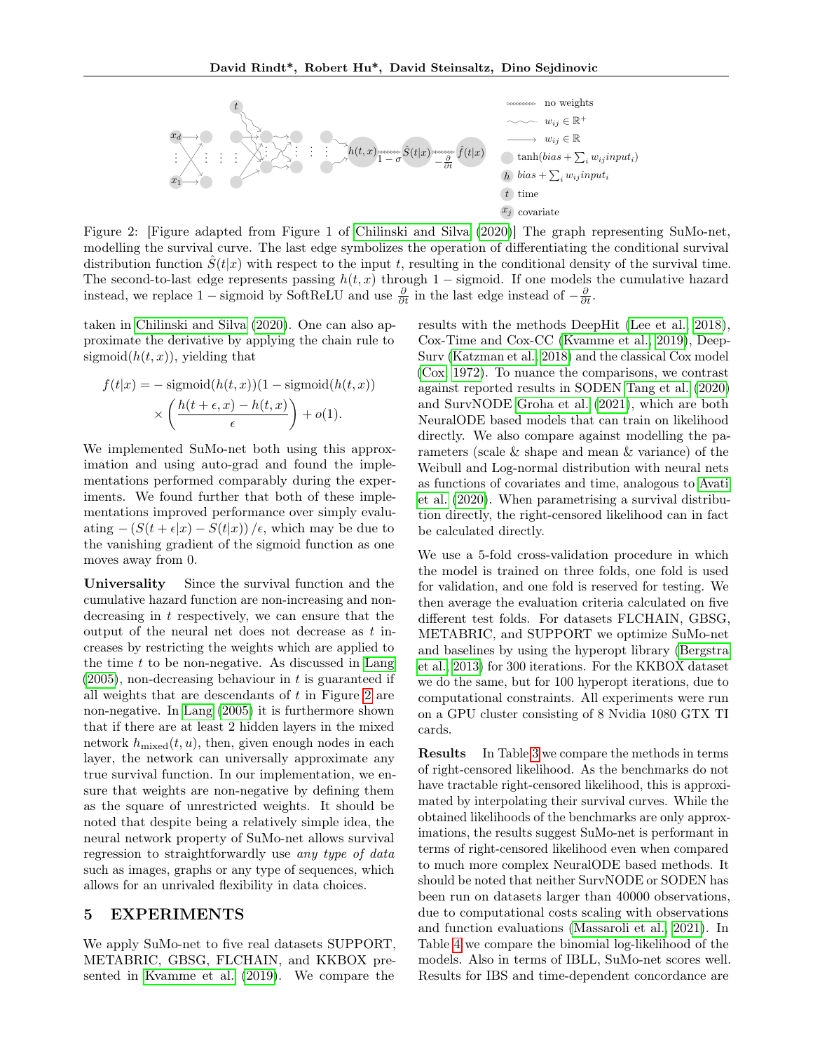Figure 2: [Figure adapted from Figure 1 of Chilinski and Silva (2020)] The graph representing SuMo-net, modelling the survival curve. The last edge symbolizes the operation of differentiating the conditional survival distribution function $\hat{S}(t|x)$ with respect to the input $t$, resulting in the conditional density of the survival time. The second-to-last edge represents passing $h(t,x)$ through $1-$ sigmoid. If one models the cumulative hazard instead, we replace $1-$ sigmoid by SoftReLU and use $\frac{\partial}{\partial t}$ in the last edge instead of $-\frac{\partial}{\partial t}$.

taken in Chilinski and Silva (2020). One can also approximate the derivative by applying the chain rule to $\text{sigmoid}(h(t,x))$, yielding that

$$f(t|x) = -\,\text{sigmoid}(h(t,x))(1-\text{sigmoid}(h(t,x)) \times \left(\frac{h(t+\epsilon,x)-h(t,x)}{\epsilon}\right) + o(1).$$

We implemented SuMo-net both using this approximation and using auto-grad and found the implementations performed comparably during the experiments. We found further that both of these implementations improved performance over simply evaluating $-\left(S(t+\epsilon|x)-S(t|x)\right)/\epsilon$, which may be due to the vanishing gradient of the sigmoid function as one moves away from 0.

**Universality** Since the survival function and the cumulative hazard function are non-increasing and non-decreasing in $t$ respectively, we can ensure that the output of the neural net does not decrease as $t$ increases by restricting the weights which are applied to the time $t$ to be non-negative. As discussed in Lang (2005), non-decreasing behaviour in $t$ is guaranteed if all weights that are descendants of $t$ in Figure 2 are non-negative. In Lang (2005) it is furthermore shown that if there are at least 2 hidden layers in the mixed network $h_{\text{mixed}}(t,u)$, then, given enough nodes in each layer, the network can universally approximate any true survival function. In our implementation, we ensure that weights are non-negative by defining them as the square of unrestricted weights. It should be noted that despite being a relatively simple idea, the neural network property of SuMo-net allows survival regression to straightforwardly use *any type of data* such as images, graphs or any type of sequences, which allows for an unrivaled flexibility in data choices.

# 5 EXPERIMENTS

We apply SuMo-net to five real datasets SUPPORT, METABRIC, GBSG, FLCHAIN, and KKBOX presented in Kvamme et al. (2019). We compare the results with the methods DeepHit (Lee et al., 2018), Cox-Time and Cox-CC (Kvamme et al., 2019), DeepSurv (Katzman et al., 2018) and the classical Cox model (Cox, 1972). To nuance the comparisons, we contrast against reported results in SODEN Tang et al. (2020) and SurvNODE Groha et al. (2021), which are both NeuralODE based models that can train on likelihood directly. We also compare against modelling the parameters (scale & shape and mean & variance) of the Weibull and Log-normal distribution with neural nets as functions of covariates and time, analogous to Avati et al. (2020). When parametrising a survival distribution directly, the right-censored likelihood can in fact be calculated directly.

We use a 5-fold cross-validation procedure in which the model is trained on three folds, one fold is used for validation, and one fold is reserved for testing. We then average the evaluation criteria calculated on five different test folds. For datasets FLCHAIN, GBSG, METABRIC, and SUPPORT we optimize SuMo-net and baselines by using the hyperopt library (Bergstra et al., 2013) for 300 iterations. For the KKBOX dataset we do the same, but for 100 hyperopt iterations, due to computational constraints. All experiments were run on a GPU cluster consisting of 8 Nvidia 1080 GTX TI cards.

**Results** In Table 3 we compare the methods in terms of right-censored likelihood. As the benchmarks do not have tractable right-censored likelihood, this is approximated by interpolating their survival curves. While the obtained likelihoods of the benchmarks are only approximations, the results suggest SuMo-net is performant in terms of right-censored likelihood even when compared to much more complex NeuralODE based methods. It should be noted that neither SurvNODE or SODEN has been run on datasets larger than 40000 observations, due to computational costs scaling with observations and function evaluations (Massaroli et al., 2021). In Table 4 we compare the binomial log-likelihood of the models. Also in terms of IBLL, SuMo-net scores well. Results for IBS and time-dependent concordance are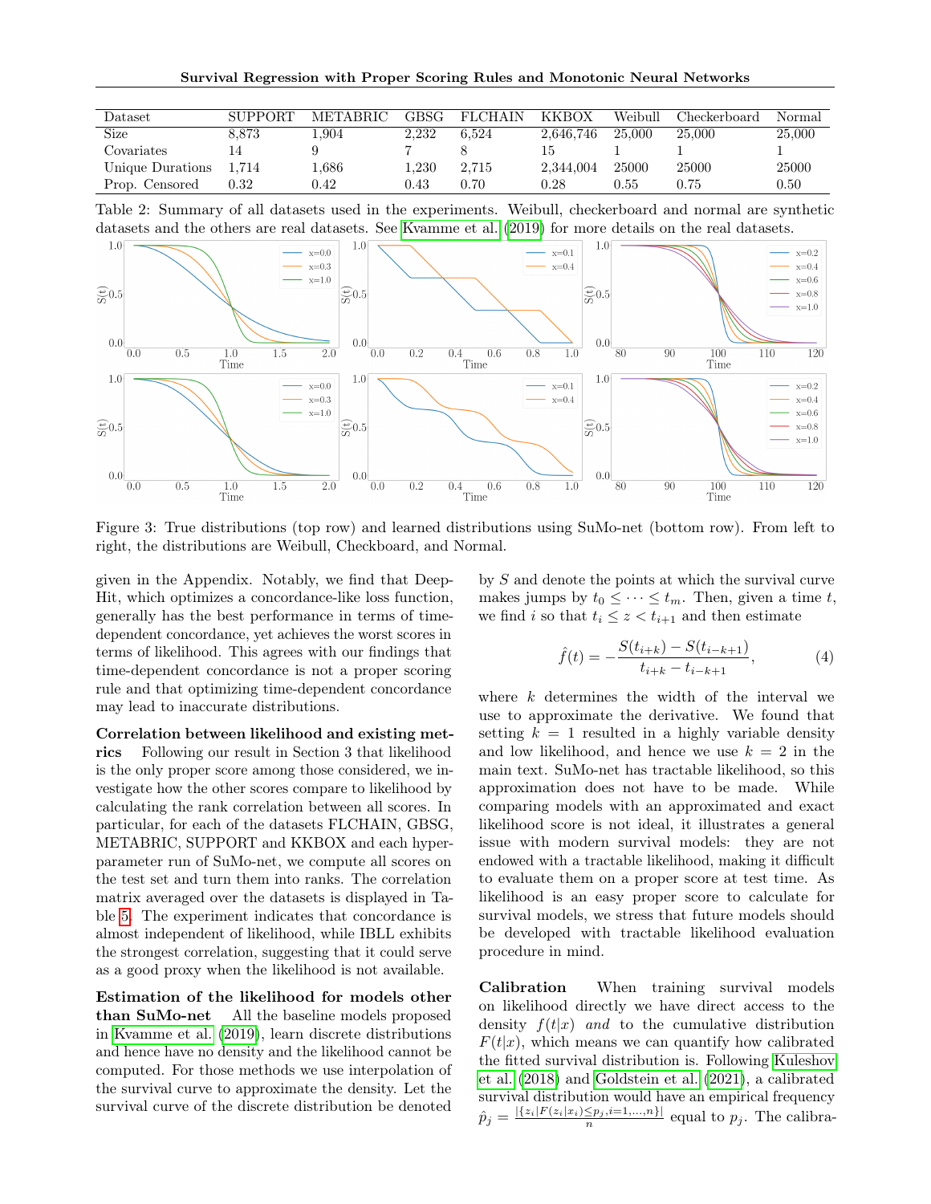| Dataset | SUPPORT | METABRIC | GBSG | FLCHAIN | KKBOX | Weibull | Checkerboard | Normal |
|---|---|---|---|---|---|---|---|---|
| Size | 8,873 | 1,904 | 2,232 | 6,524 | 2,646,746 | 25,000 | 25,000 | 25,000 |
| Covariates | 14 | 9 | 7 | 8 | 15 | 1 | 1 | 1 |
| Unique Durations | 1,714 | 1,686 | 1,230 | 2,715 | 2,344,004 | 25000 | 25000 | 25000 |
| Prop. Censored | 0.32 | 0.42 | 0.43 | 0.70 | 0.28 | 0.55 | 0.75 | 0.50 |

Table 2: Summary of all datasets used in the experiments. Weibull, checkerboard and normal are synthetic datasets and the others are real datasets. See Kvamme et al. (2019) for more details on the real datasets.

Figure 3: True distributions (top row) and learned distributions using SuMo-net (bottom row). From left to right, the distributions are Weibull, Checkboard, and Normal.

given in the Appendix. Notably, we find that DeepHit, which optimizes a concordance-like loss function, generally has the best performance in terms of time-dependent concordance, yet achieves the worst scores in terms of likelihood. This agrees with our findings that time-dependent concordance is not a proper scoring rule and that optimizing time-dependent concordance may lead to inaccurate distributions.

**Correlation between likelihood and existing metrics** Following our result in Section 3 that likelihood is the only proper score among those considered, we investigate how the other scores compare to likelihood by calculating the rank correlation between all scores. In particular, for each of the datasets FLCHAIN, GBSG, METABRIC, SUPPORT and KKBOX and each hyperparameter run of SuMo-net, we compute all scores on the test set and turn them into ranks. The correlation matrix averaged over the datasets is displayed in Table 5. The experiment indicates that concordance is almost independent of likelihood, while IBLL exhibits the strongest correlation, suggesting that it could serve as a good proxy when the likelihood is not available.

**Estimation of the likelihood for models other than SuMo-net** All the baseline models proposed in Kvamme et al. (2019), learn discrete distributions and hence have no density and the likelihood cannot be computed. For those methods we use interpolation of the survival curve to approximate the density. Let the survival curve of the discrete distribution be denoted by $S$ and denote the points at which the survival curve makes jumps by $t_0 \leq \cdots \leq t_m$. Then, given a time $t$, we find $i$ so that $t_i \leq z < t_{i+1}$ and then estimate

$$\hat{f}(t) = -\frac{S(t_{i+k}) - S(t_{i-k+1})}{t_{i+k} - t_{i-k+1}}, \tag{4}$$

where $k$ determines the width of the interval we use to approximate the derivative. We found that setting $k = 1$ resulted in a highly variable density and low likelihood, and hence we use $k = 2$ in the main text. SuMo-net has tractable likelihood, so this approximation does not have to be made. While comparing models with an approximated and exact likelihood score is not ideal, it illustrates a general issue with modern survival models: they are not endowed with a tractable likelihood, making it difficult to evaluate them on a proper score at test time. As likelihood is an easy proper score to calculate for survival models, we stress that future models should be developed with tractable likelihood evaluation procedure in mind.

**Calibration** When training survival models on likelihood directly we have direct access to the density $f(t|x)$ *and* to the cumulative distribution $F(t|x)$, which means we can quantify how calibrated the fitted survival distribution is. Following Kuleshov et al. (2018) and Goldstein et al. (2021), a calibrated survival distribution would have an empirical frequency $\hat{p}_j = \frac{|\{z_i | F(z_i|x_i) \leq p_j, i=1,\ldots,n\}|}{n}$ equal to $p_j$. The calibra-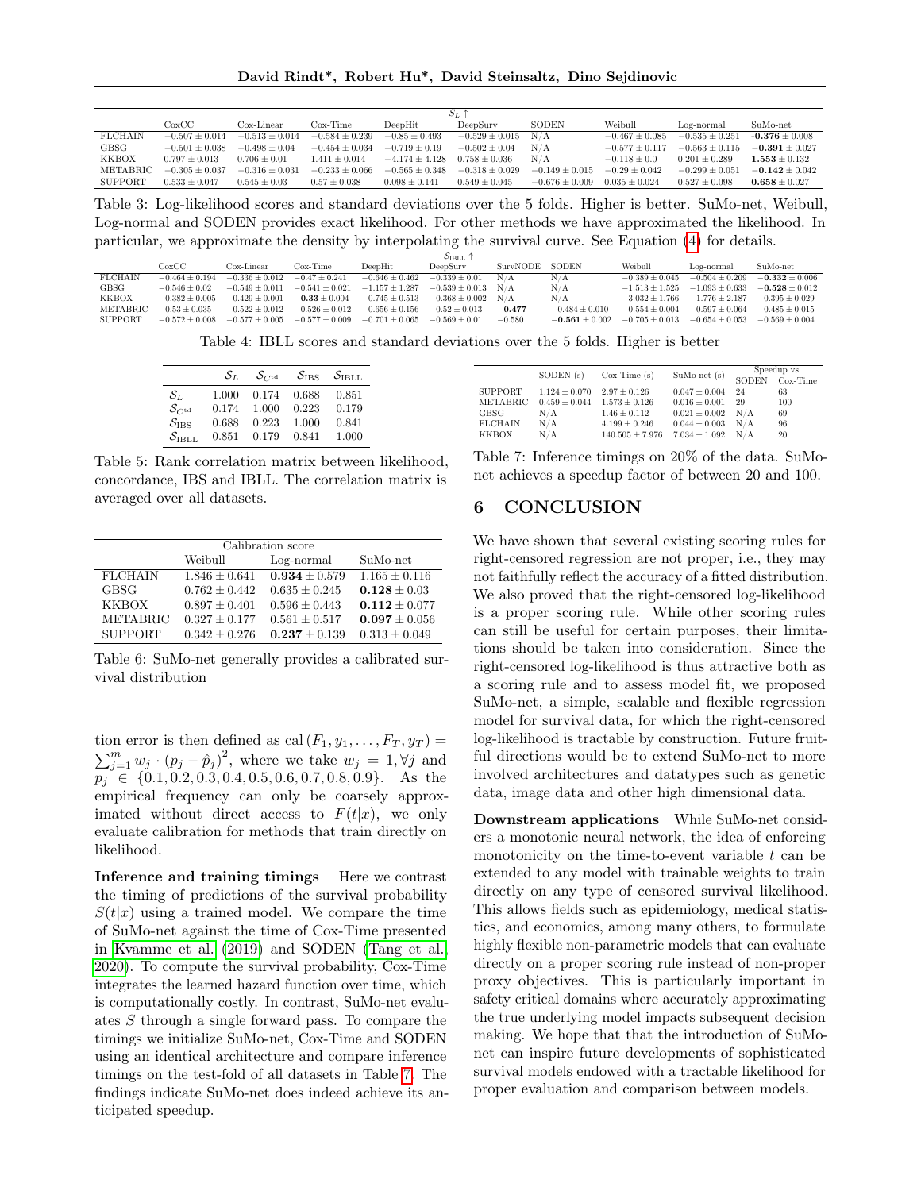| | $\mathcal{S}_L \uparrow$ | | | | | | | | |
|---|---|---|---|---|---|---|---|---|---|
| | CoxCC | Cox-Linear | Cox-Time | DeepHit | DeepSurv | SODEN | Weibull | Log-normal | SuMo-net |
| FLCHAIN | $-0.507 \pm 0.014$ | $-0.513 \pm 0.014$ | $-0.584 \pm 0.239$ | $-0.85 \pm 0.493$ | $-0.529 \pm 0.015$ | N/A | $-0.467 \pm 0.085$ | $-0.535 \pm 0.251$ | $\mathbf{-0.376} \pm 0.008$ |
| GBSG | $-0.501 \pm 0.038$ | $-0.498 \pm 0.04$ | $-0.454 \pm 0.034$ | $-0.719 \pm 0.19$ | $-0.502 \pm 0.04$ | N/A | $-0.577 \pm 0.117$ | $-0.563 \pm 0.115$ | $\mathbf{-0.391} \pm 0.027$ |
| KKBOX | $0.797 \pm 0.013$ | $0.706 \pm 0.01$ | $1.411 \pm 0.014$ | $-4.174 \pm 4.128$ | $0.758 \pm 0.036$ | N/A | $-0.118 \pm 0.0$ | $0.201 \pm 0.289$ | $\mathbf{1.553} \pm 0.132$ |
| METABRIC | $-0.305 \pm 0.037$ | $-0.316 \pm 0.031$ | $-0.233 \pm 0.066$ | $-0.565 \pm 0.348$ | $-0.318 \pm 0.029$ | $-0.149 \pm 0.015$ | $-0.29 \pm 0.042$ | $-0.299 \pm 0.051$ | $\mathbf{-0.142} \pm 0.042$ |
| SUPPORT | $0.533 \pm 0.047$ | $0.545 \pm 0.03$ | $0.57 \pm 0.038$ | $0.098 \pm 0.141$ | $0.549 \pm 0.045$ | $-0.676 \pm 0.009$ | $0.035 \pm 0.024$ | $0.527 \pm 0.098$ | $\mathbf{0.658} \pm 0.027$ |

Table 3: Log-likelihood scores and standard deviations over the 5 folds. Higher is better. SuMo-net, Weibull, Log-normal and SODEN provides exact likelihood. For other methods we have approximated the likelihood. In particular, we approximate the density by interpolating the survival curve. See Equation (4) for details.

| | $\mathcal{S}_{\text{IBLL}} \uparrow$ | | | | | | | | | |
|---|---|---|---|---|---|---|---|---|---|---|
| | CoxCC | Cox-Linear | Cox-Time | DeepHit | DeepSurv | SurvNODE | SODEN | Weibull | Log-normal | SuMo-net |
| FLCHAIN | $-0.464 \pm 0.194$ | $-0.336 \pm 0.012$ | $-0.47 \pm 0.241$ | $-0.646 \pm 0.462$ | $-0.339 \pm 0.01$ | N/A | N/A | $-0.389 \pm 0.045$ | $-0.504 \pm 0.209$ | $\mathbf{-0.332} \pm 0.006$ |
| GBSG | $-0.546 \pm 0.02$ | $-0.549 \pm 0.011$ | $-0.541 \pm 0.021$ | $-1.157 \pm 1.287$ | $-0.539 \pm 0.013$ | N/A | N/A | $-1.513 \pm 1.525$ | $-1.093 \pm 0.633$ | $\mathbf{-0.528} \pm 0.012$ |
| KKBOX | $-0.382 \pm 0.005$ | $-0.429 \pm 0.001$ | $\mathbf{-0.33} \pm 0.004$ | $-0.745 \pm 0.513$ | $-0.368 \pm 0.002$ | N/A | N/A | $-3.032 \pm 1.766$ | $-1.776 \pm 2.187$ | $-0.395 \pm 0.029$ |
| METABRIC | $-0.53 \pm 0.035$ | $-0.522 \pm 0.012$ | $-0.526 \pm 0.012$ | $-0.656 \pm 0.156$ | $-0.52 \pm 0.013$ | $\mathbf{-0.477}$ | $-0.484 \pm 0.010$ | $-0.554 \pm 0.004$ | $-0.597 \pm 0.064$ | $-0.485 \pm 0.015$ |
| SUPPORT | $-0.572 \pm 0.008$ | $-0.577 \pm 0.005$ | $-0.577 \pm 0.009$ | $-0.701 \pm 0.065$ | $-0.569 \pm 0.01$ | $-0.580$ | $\mathbf{-0.561} \pm 0.002$ | $-0.705 \pm 0.013$ | $-0.654 \pm 0.053$ | $-0.569 \pm 0.004$ |

Table 4: IBLL scores and standard deviations over the 5 folds. Higher is better

| | $\mathcal{S}_L$ | $\mathcal{S}_{C^{\text{td}}}$ | $\mathcal{S}_{\text{IBS}}$ | $\mathcal{S}_{\text{IBLL}}$ |
|---|---|---|---|---|
| $\mathcal{S}_L$ | 1.000 | 0.174 | 0.688 | 0.851 |
| $\mathcal{S}_{C^{\text{td}}}$ | 0.174 | 1.000 | 0.223 | 0.179 |
| $\mathcal{S}_{\text{IBS}}$ | 0.688 | 0.223 | 1.000 | 0.841 |
| $\mathcal{S}_{\text{IBLL}}$ | 0.851 | 0.179 | 0.841 | 1.000 |

Table 5: Rank correlation matrix between likelihood, concordance, IBS and IBLL. The correlation matrix is averaged over all datasets.

| | Calibration score | | |
|---|---|---|---|
| | Weibull | Log-normal | SuMo-net |
| FLCHAIN | $1.846 \pm 0.641$ | $\mathbf{0.934} \pm 0.579$ | $1.165 \pm 0.116$ |
| GBSG | $0.762 \pm 0.442$ | $0.635 \pm 0.245$ | $\mathbf{0.128} \pm 0.03$ |
| KKBOX | $0.897 \pm 0.401$ | $0.596 \pm 0.443$ | $\mathbf{0.112} \pm 0.077$ |
| METABRIC | $0.327 \pm 0.177$ | $0.561 \pm 0.517$ | $\mathbf{0.097} \pm 0.056$ |
| SUPPORT | $0.342 \pm 0.276$ | $\mathbf{0.237} \pm 0.139$ | $0.313 \pm 0.049$ |

Table 6: SuMo-net generally provides a calibrated survival distribution

tion error is then defined as $\text{cal}(F_1, y_1, \ldots, F_T, y_T) = \sum_{j=1}^{m} w_j \cdot (p_j - \hat{p}_j)^2$, where we take $w_j = 1, \forall j$ and $p_j \in \{0.1, 0.2, 0.3, 0.4, 0.5, 0.6, 0.7, 0.8, 0.9\}$. As the empirical frequency can only be coarsely approximated without direct access to $F(t|x)$, we only evaluate calibration for methods that train directly on likelihood.

**Inference and training timings** Here we contrast the timing of predictions of the survival probability $S(t|x)$ using a trained model. We compare the time of SuMo-net against the time of Cox-Time presented in Kvamme et al. (2019) and SODEN (Tang et al., 2020). To compute the survival probability, Cox-Time integrates the learned hazard function over time, which is computationally costly. In contrast, SuMo-net evaluates $S$ through a single forward pass. To compare the timings we initialize SuMo-net, Cox-Time and SODEN using an identical architecture and compare inference timings on the test-fold of all datasets in Table 7. The findings indicate SuMo-net does indeed achieve its anticipated speedup.

| | SODEN (s) | Cox-Time (s) | SuMo-net (s) | Speedup vs | |
|---|---|---|---|---|---|
| | | | | SODEN | Cox-Time |
| SUPPORT | $1.124 \pm 0.070$ | $2.97 \pm 0.126$ | $0.047 \pm 0.004$ | 24 | 63 |
| METABRIC | $0.459 \pm 0.044$ | $1.573 \pm 0.126$ | $0.016 \pm 0.001$ | 29 | 100 |
| GBSG | N/A | $1.46 \pm 0.112$ | $0.021 \pm 0.002$ | N/A | 69 |
| FLCHAIN | N/A | $4.199 \pm 0.246$ | $0.044 \pm 0.003$ | N/A | 96 |
| KKBOX | N/A | $140.505 \pm 7.976$ | $7.034 \pm 1.092$ | N/A | 20 |

Table 7: Inference timings on 20% of the data. SuMo-net achieves a speedup factor of between 20 and 100.

# 6 CONCLUSION

We have shown that several existing scoring rules for right-censored regression are not proper, i.e., they may not faithfully reflect the accuracy of a fitted distribution. We also proved that the right-censored log-likelihood is a proper scoring rule. While other scoring rules can still be useful for certain purposes, their limitations should be taken into consideration. Since the right-censored log-likelihood is thus attractive both as a scoring rule and to assess model fit, we proposed SuMo-net, a simple, scalable and flexible regression model for survival data, for which the right-censored log-likelihood is tractable by construction. Future fruitful directions would be to extend SuMo-net to more involved architectures and datatypes such as genetic data, image data and other high dimensional data.

**Downstream applications** While SuMo-net considers a monotonic neural network, the idea of enforcing monotonicity on the time-to-event variable $t$ can be extended to any model with trainable weights to train directly on any type of censored survival likelihood. This allows fields such as epidemiology, medical statistics, and economics, among many others, to formulate highly flexible non-parametric models that can evaluate directly on a proper scoring rule instead of non-proper proxy objectives. This is particularly important in safety critical domains where accurately approximating the true underlying model impacts subsequent decision making. We hope that that the introduction of SuMo-net can inspire future developments of sophisticated survival models endowed with a tractable likelihood for proper evaluation and comparison between models.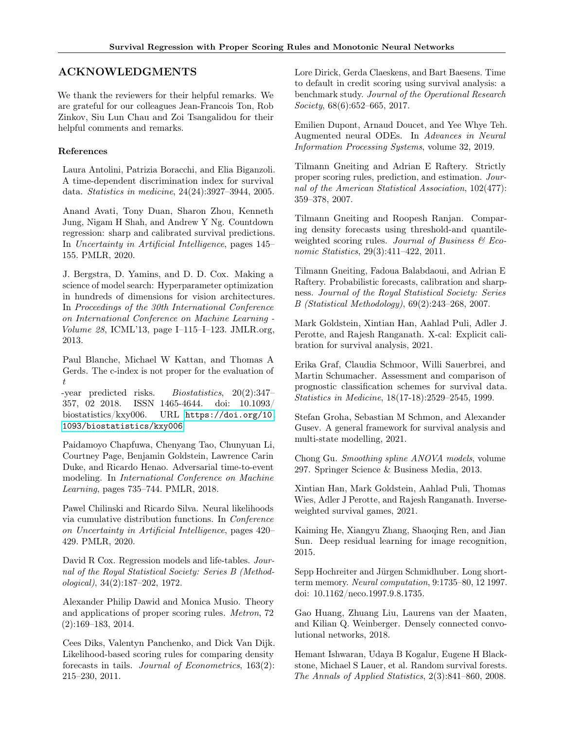## ACKNOWLEDGMENTS

We thank the reviewers for their helpful remarks. We are grateful for our colleagues Jean-Francois Ton, Rob Zinkov, Siu Lun Chau and Zoi Tsangalidou for their helpful comments and remarks.

### References

Laura Antolini, Patrizia Boracchi, and Elia Biganzoli. A time-dependent discrimination index for survival data. *Statistics in medicine*, 24(24):3927–3944, 2005.

Anand Avati, Tony Duan, Sharon Zhou, Kenneth Jung, Nigam H Shah, and Andrew Y Ng. Countdown regression: sharp and calibrated survival predictions. In *Uncertainty in Artificial Intelligence*, pages 145–155. PMLR, 2020.

J. Bergstra, D. Yamins, and D. D. Cox. Making a science of model search: Hyperparameter optimization in hundreds of dimensions for vision architectures. In *Proceedings of the 30th International Conference on International Conference on Machine Learning - Volume 28*, ICML'13, page I–115–I–123. JMLR.org, 2013.

Paul Blanche, Michael W Kattan, and Thomas A Gerds. The c-index is not proper for the evaluation of $t$-year predicted risks. *Biostatistics*, 20(2):347–357, 02 2018. ISSN 1465-4644. doi: 10.1093/biostatistics/kxy006. URL https://doi.org/10.1093/biostatistics/kxy006.

Paidamoyo Chapfuwa, Chenyang Tao, Chunyuan Li, Courtney Page, Benjamin Goldstein, Lawrence Carin Duke, and Ricardo Henao. Adversarial time-to-event modeling. In *International Conference on Machine Learning*, pages 735–744. PMLR, 2018.

Pawel Chilinski and Ricardo Silva. Neural likelihoods via cumulative distribution functions. In *Conference on Uncertainty in Artificial Intelligence*, pages 420–429. PMLR, 2020.

David R Cox. Regression models and life-tables. *Journal of the Royal Statistical Society: Series B (Methodological)*, 34(2):187–202, 1972.

Alexander Philip Dawid and Monica Musio. Theory and applications of proper scoring rules. *Metron*, 72(2):169–183, 2014.

Cees Diks, Valentyn Panchenko, and Dick Van Dijk. Likelihood-based scoring rules for comparing density forecasts in tails. *Journal of Econometrics*, 163(2):215–230, 2011.

Lore Dirick, Gerda Claeskens, and Bart Baesens. Time to default in credit scoring using survival analysis: a benchmark study. *Journal of the Operational Research Society*, 68(6):652–665, 2017.

Emilien Dupont, Arnaud Doucet, and Yee Whye Teh. Augmented neural ODEs. In *Advances in Neural Information Processing Systems*, volume 32, 2019.

Tilmann Gneiting and Adrian E Raftery. Strictly proper scoring rules, prediction, and estimation. *Journal of the American Statistical Association*, 102(477):359–378, 2007.

Tilmann Gneiting and Roopesh Ranjan. Comparing density forecasts using threshold-and quantile-weighted scoring rules. *Journal of Business & Economic Statistics*, 29(3):411–422, 2011.

Tilmann Gneiting, Fadoua Balabdaoui, and Adrian E Raftery. Probabilistic forecasts, calibration and sharpness. *Journal of the Royal Statistical Society: Series B (Statistical Methodology)*, 69(2):243–268, 2007.

Mark Goldstein, Xintian Han, Aahlad Puli, Adler J. Perotte, and Rajesh Ranganath. X-cal: Explicit calibration for survival analysis, 2021.

Erika Graf, Claudia Schmoor, Willi Sauerbrei, and Martin Schumacher. Assessment and comparison of prognostic classification schemes for survival data. *Statistics in Medicine*, 18(17-18):2529–2545, 1999.

Stefan Groha, Sebastian M Schmon, and Alexander Gusev. A general framework for survival analysis and multi-state modelling, 2021.

Chong Gu. *Smoothing spline ANOVA models*, volume 297. Springer Science & Business Media, 2013.

Xintian Han, Mark Goldstein, Aahlad Puli, Thomas Wies, Adler J Perotte, and Rajesh Ranganath. Inverse-weighted survival games, 2021.

Kaiming He, Xiangyu Zhang, Shaoqing Ren, and Jian Sun. Deep residual learning for image recognition, 2015.

Sepp Hochreiter and Jürgen Schmidhuber. Long short-term memory. *Neural computation*, 9:1735–80, 12 1997. doi: 10.1162/neco.1997.9.8.1735.

Gao Huang, Zhuang Liu, Laurens van der Maaten, and Kilian Q. Weinberger. Densely connected convolutional networks, 2018.

Hemant Ishwaran, Udaya B Kogalur, Eugene H Blackstone, Michael S Lauer, et al. Random survival forests. *The Annals of Applied Statistics*, 2(3):841–860, 2008.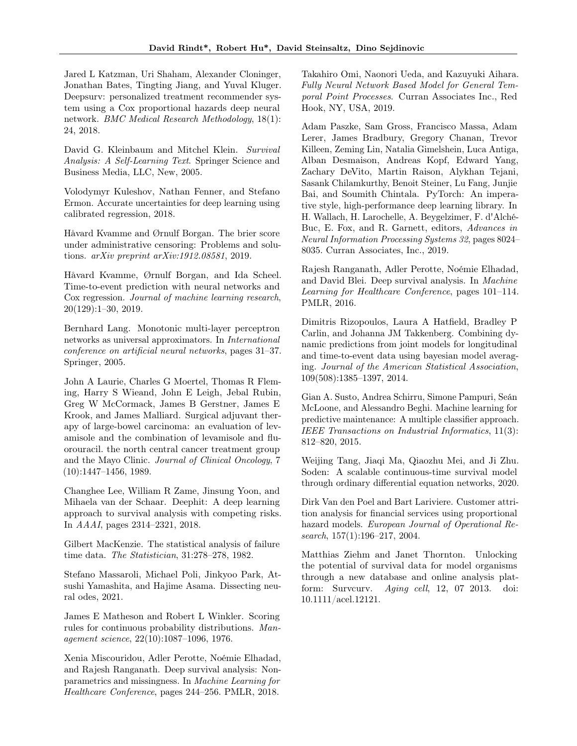Jared L Katzman, Uri Shaham, Alexander Cloninger, Jonathan Bates, Tingting Jiang, and Yuval Kluger. Deepsurv: personalized treatment recommender system using a Cox proportional hazards deep neural network. *BMC Medical Research Methodology*, 18(1): 24, 2018.

David G. Kleinbaum and Mitchel Klein. *Survival Analysis: A Self-Learning Text*. Springer Science and Business Media, LLC, New, 2005.

Volodymyr Kuleshov, Nathan Fenner, and Stefano Ermon. Accurate uncertainties for deep learning using calibrated regression, 2018.

Håvard Kvamme and Ørnulf Borgan. The brier score under administrative censoring: Problems and solutions. *arXiv preprint arXiv:1912.08581*, 2019.

Håvard Kvamme, Ørnulf Borgan, and Ida Scheel. Time-to-event prediction with neural networks and Cox regression. *Journal of machine learning research*, 20(129):1–30, 2019.

Bernhard Lang. Monotonic multi-layer perceptron networks as universal approximators. In *International conference on artificial neural networks*, pages 31–37. Springer, 2005.

John A Laurie, Charles G Moertel, Thomas R Fleming, Harry S Wieand, John E Leigh, Jebal Rubin, Greg W McCormack, James B Gerstner, James E Krook, and James Malliard. Surgical adjuvant therapy of large-bowel carcinoma: an evaluation of levamisole and the combination of levamisole and fluorouracil. the north central cancer treatment group and the Mayo Clinic. *Journal of Clinical Oncology*, 7 (10):1447–1456, 1989.

Changhee Lee, William R Zame, Jinsung Yoon, and Mihaela van der Schaar. Deephit: A deep learning approach to survival analysis with competing risks. In *AAAI*, pages 2314–2321, 2018.

Gilbert MacKenzie. The statistical analysis of failure time data. *The Statistician*, 31:278–278, 1982.

Stefano Massaroli, Michael Poli, Jinkyoo Park, Atsushi Yamashita, and Hajime Asama. Dissecting neural odes, 2021.

James E Matheson and Robert L Winkler. Scoring rules for continuous probability distributions. *Management science*, 22(10):1087–1096, 1976.

Xenia Miscouridou, Adler Perotte, Noémie Elhadad, and Rajesh Ranganath. Deep survival analysis: Nonparametrics and missingness. In *Machine Learning for Healthcare Conference*, pages 244–256. PMLR, 2018.

Takahiro Omi, Naonori Ueda, and Kazuyuki Aihara. *Fully Neural Network Based Model for General Temporal Point Processes*. Curran Associates Inc., Red Hook, NY, USA, 2019.

Adam Paszke, Sam Gross, Francisco Massa, Adam Lerer, James Bradbury, Gregory Chanan, Trevor Killeen, Zeming Lin, Natalia Gimelshein, Luca Antiga, Alban Desmaison, Andreas Kopf, Edward Yang, Zachary DeVito, Martin Raison, Alykhan Tejani, Sasank Chilamkurthy, Benoit Steiner, Lu Fang, Junjie Bai, and Soumith Chintala. PyTorch: An imperative style, high-performance deep learning library. In H. Wallach, H. Larochelle, A. Beygelzimer, F. d'Alché-Buc, E. Fox, and R. Garnett, editors, *Advances in Neural Information Processing Systems 32*, pages 8024–8035. Curran Associates, Inc., 2019.

Rajesh Ranganath, Adler Perotte, Noémie Elhadad, and David Blei. Deep survival analysis. In *Machine Learning for Healthcare Conference*, pages 101–114. PMLR, 2016.

Dimitris Rizopoulos, Laura A Hatfield, Bradley P Carlin, and Johanna JM Takkenberg. Combining dynamic predictions from joint models for longitudinal and time-to-event data using bayesian model averaging. *Journal of the American Statistical Association*, 109(508):1385–1397, 2014.

Gian A. Susto, Andrea Schirru, Simone Pampuri, Seán McLoone, and Alessandro Beghi. Machine learning for predictive maintenance: A multiple classifier approach. *IEEE Transactions on Industrial Informatics*, 11(3): 812–820, 2015.

Weijing Tang, Jiaqi Ma, Qiaozhu Mei, and Ji Zhu. Soden: A scalable continuous-time survival model through ordinary differential equation networks, 2020.

Dirk Van den Poel and Bart Lariviere. Customer attrition analysis for financial services using proportional hazard models. *European Journal of Operational Research*, 157(1):196–217, 2004.

Matthias Ziehm and Janet Thornton. Unlocking the potential of survival data for model organisms through a new database and online analysis platform: Survcurv. *Aging cell*, 12, 07 2013. doi: 10.1111/acel.12121.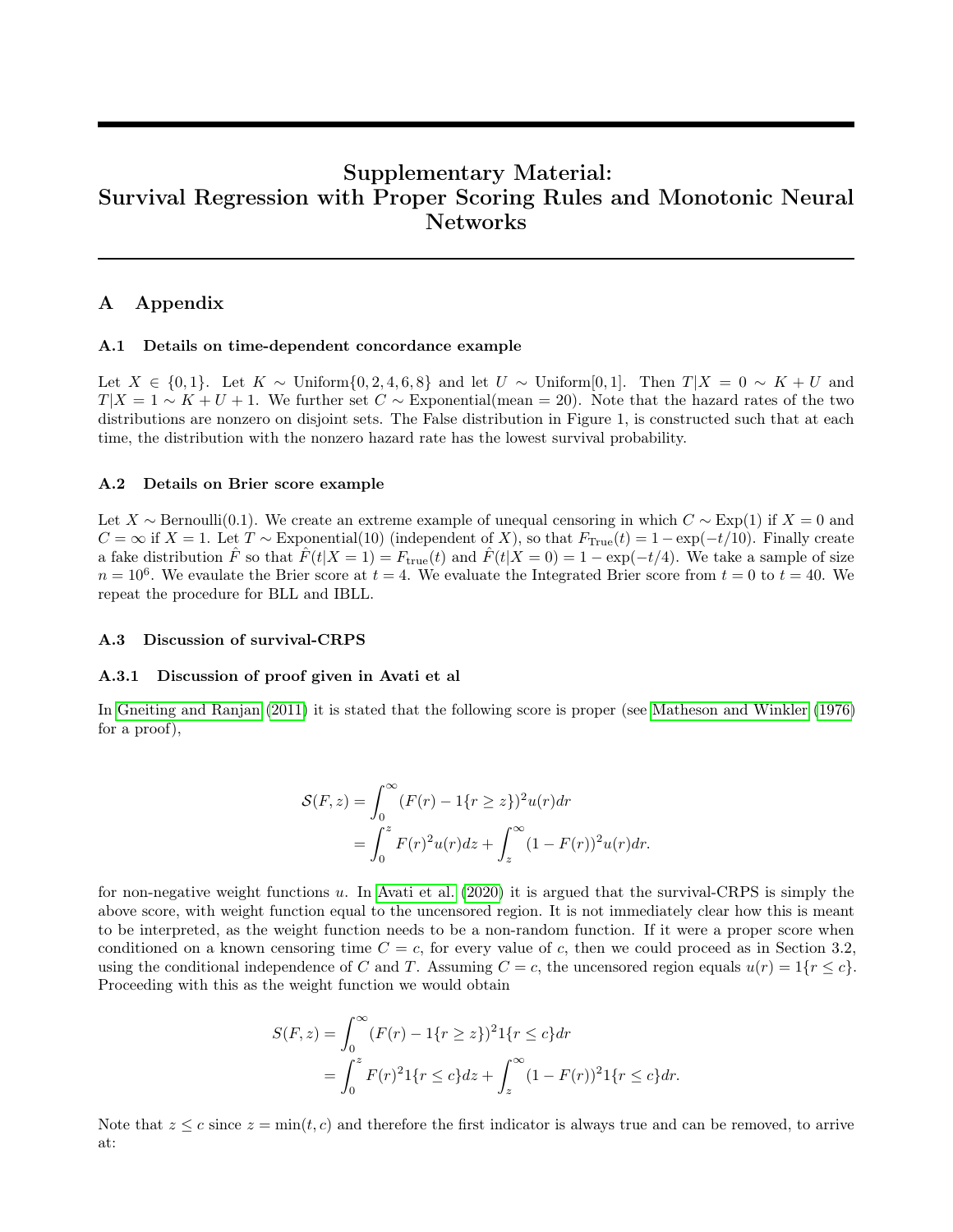# Supplementary Material: Survival Regression with Proper Scoring Rules and Monotonic Neural Networks

## A Appendix

### A.1 Details on time-dependent concordance example

Let $X \in \{0, 1\}$. Let $K \sim \text{Uniform}\{0, 2, 4, 6, 8\}$ and let $U \sim \text{Uniform}[0, 1]$. Then $T|X = 0 \sim K + U$ and $T|X = 1 \sim K + U + 1$. We further set $C \sim \text{Exponential}(\text{mean} = 20)$. Note that the hazard rates of the two distributions are nonzero on disjoint sets. The False distribution in Figure 1, is constructed such that at each time, the distribution with the nonzero hazard rate has the lowest survival probability.

### A.2 Details on Brier score example

Let $X \sim \text{Bernoulli}(0.1)$. We create an extreme example of unequal censoring in which $C \sim \text{Exp}(1)$ if $X = 0$ and $C = \infty$ if $X = 1$. Let $T \sim \text{Exponential}(10)$ (independent of $X$), so that $F_{\text{True}}(t) = 1 - \exp(-t/10)$. Finally create a fake distribution $\hat{F}$ so that $\hat{F}(t|X = 1) = F_{\text{true}}(t)$ and $\hat{F}(t|X = 0) = 1 - \exp(-t/4)$. We take a sample of size $n = 10^6$. We evaulate the Brier score at $t = 4$. We evaluate the Integrated Brier score from $t = 0$ to $t = 40$. We repeat the procedure for BLL and IBLL.

### A.3 Discussion of survival-CRPS

#### A.3.1 Discussion of proof given in Avati et al

In Gneiting and Ranjan (2011) it is stated that the following score is proper (see Matheson and Winkler (1976) for a proof),

$$
\begin{aligned}
\mathcal{S}(F, z) &= \int_0^\infty (F(r) - 1\{r \geq z\})^2 u(r) dr \\
&= \int_0^z F(r)^2 u(r) dz + \int_z^\infty (1 - F(r))^2 u(r) dr.
\end{aligned}
$$

for non-negative weight functions $u$. In Avati et al. (2020) it is argued that the survival-CRPS is simply the above score, with weight function equal to the uncensored region. It is not immediately clear how this is meant to be interpreted, as the weight function needs to be a non-random function. If it were a proper score when conditioned on a known censoring time $C = c$, for every value of $c$, then we could proceed as in Section 3.2, using the conditional independence of $C$ and $T$. Assuming $C = c$, the uncensored region equals $u(r) = 1\{r \leq c\}$. Proceeding with this as the weight function we would obtain

$$
\begin{aligned}
S(F, z) &= \int_0^\infty (F(r) - 1\{r \geq z\})^2 1\{r \leq c\} dr \\
&= \int_0^z F(r)^2 1\{r \leq c\} dz + \int_z^\infty (1 - F(r))^2 1\{r \leq c\} dr.
\end{aligned}
$$

Note that $z \leq c$ since $z = \min(t, c)$ and therefore the first indicator is always true and can be removed, to arrive at: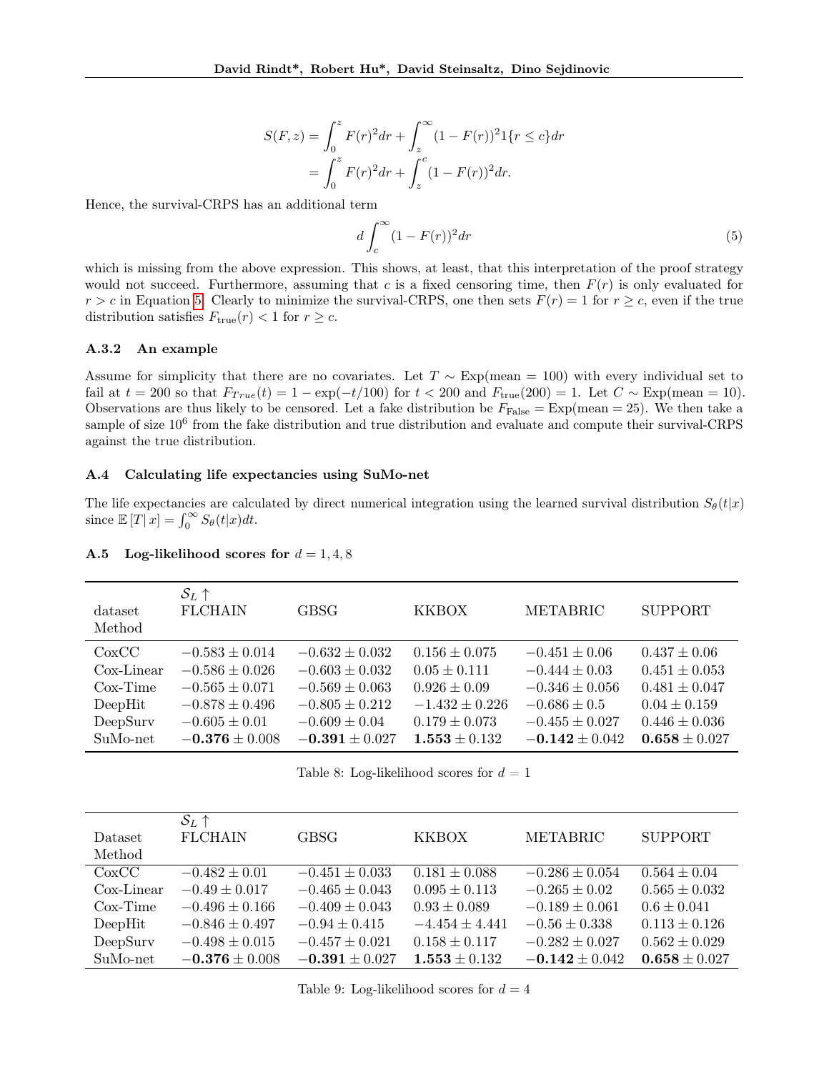$$
\begin{aligned}
S(F, z) &= \int_0^z F(r)^2 dr + \int_z^\infty (1 - F(r))^2 1\{r \le c\} dr \\
&= \int_0^z F(r)^2 dr + \int_z^c (1 - F(r))^2 dr.
\end{aligned}
$$

Hence, the survival-CRPS has an additional term

$$
d \int_c^\infty (1 - F(r))^2 dr \tag{5}
$$

which is missing from the above expression. This shows, at least, that this interpretation of the proof strategy would not succeed. Furthermore, assuming that $c$ is a fixed censoring time, then $F(r)$ is only evaluated for $r > c$ in Equation 5. Clearly to minimize the survival-CRPS, one then sets $F(r) = 1$ for $r \ge c$, even if the true distribution satisfies $F_{\text{true}}(r) < 1$ for $r \ge c$.

### A.3.2 An example

Assume for simplicity that there are no covariates. Let $T \sim \text{Exp}(\text{mean} = 100)$ with every individual set to fail at $t = 200$ so that $F_{True}(t) = 1 - \exp(-t/100)$ for $t < 200$ and $F_{\text{true}}(200) = 1$. Let $C \sim \text{Exp}(\text{mean} = 10)$. Observations are thus likely to be censored. Let a fake distribution be $F_{\text{False}} = \text{Exp}(\text{mean} = 25)$. We then take a sample of size $10^6$ from the fake distribution and true distribution and evaluate and compute their survival-CRPS against the true distribution.

## A.4 Calculating life expectancies using SuMo-net

The life expectancies are calculated by direct numerical integration using the learned survival distribution $S_\theta(t|x)$ since $\mathbb{E}[T|x] = \int_0^\infty S_\theta(t|x)dt$.

## A.5 Log-likelihood scores for $d = 1, 4, 8$

| $\mathcal{S}_L \uparrow$ dataset / Method | FLCHAIN | GBSG | KKBOX | METABRIC | SUPPORT |
|---|---|---|---|---|---|
| CoxCC | $-0.583 \pm 0.014$ | $-0.632 \pm 0.032$ | $0.156 \pm 0.075$ | $-0.451 \pm 0.06$ | $0.437 \pm 0.06$ |
| Cox-Linear | $-0.586 \pm 0.026$ | $-0.603 \pm 0.032$ | $0.05 \pm 0.111$ | $-0.444 \pm 0.03$ | $0.451 \pm 0.053$ |
| Cox-Time | $-0.565 \pm 0.071$ | $-0.569 \pm 0.063$ | $0.926 \pm 0.09$ | $-0.346 \pm 0.056$ | $0.481 \pm 0.047$ |
| DeepHit | $-0.878 \pm 0.496$ | $-0.805 \pm 0.212$ | $-1.432 \pm 0.226$ | $-0.686 \pm 0.5$ | $0.04 \pm 0.159$ |
| DeepSurv | $-0.605 \pm 0.01$ | $-0.609 \pm 0.04$ | $0.179 \pm 0.073$ | $-0.455 \pm 0.027$ | $0.446 \pm 0.036$ |
| SuMo-net | $\mathbf{-0.376} \pm 0.008$ | $\mathbf{-0.391} \pm 0.027$ | $\mathbf{1.553} \pm 0.132$ | $\mathbf{-0.142} \pm 0.042$ | $\mathbf{0.658} \pm 0.027$ |

Table 8: Log-likelihood scores for $d = 1$

| $\mathcal{S}_L \uparrow$ Dataset / Method | FLCHAIN | GBSG | KKBOX | METABRIC | SUPPORT |
|---|---|---|---|---|---|
| CoxCC | $-0.482 \pm 0.01$ | $-0.451 \pm 0.033$ | $0.181 \pm 0.088$ | $-0.286 \pm 0.054$ | $0.564 \pm 0.04$ |
| Cox-Linear | $-0.49 \pm 0.017$ | $-0.465 \pm 0.043$ | $0.095 \pm 0.113$ | $-0.265 \pm 0.02$ | $0.565 \pm 0.032$ |
| Cox-Time | $-0.496 \pm 0.166$ | $-0.409 \pm 0.043$ | $0.93 \pm 0.089$ | $-0.189 \pm 0.061$ | $0.6 \pm 0.041$ |
| DeepHit | $-0.846 \pm 0.497$ | $-0.94 \pm 0.415$ | $-4.454 \pm 4.441$ | $-0.56 \pm 0.338$ | $0.113 \pm 0.126$ |
| DeepSurv | $-0.498 \pm 0.015$ | $-0.457 \pm 0.021$ | $0.158 \pm 0.117$ | $-0.282 \pm 0.027$ | $0.562 \pm 0.029$ |
| SuMo-net | $\mathbf{-0.376} \pm 0.008$ | $\mathbf{-0.391} \pm 0.027$ | $\mathbf{1.553} \pm 0.132$ | $\mathbf{-0.142} \pm 0.042$ | $\mathbf{0.658} \pm 0.027$ |

Table 9: Log-likelihood scores for $d = 4$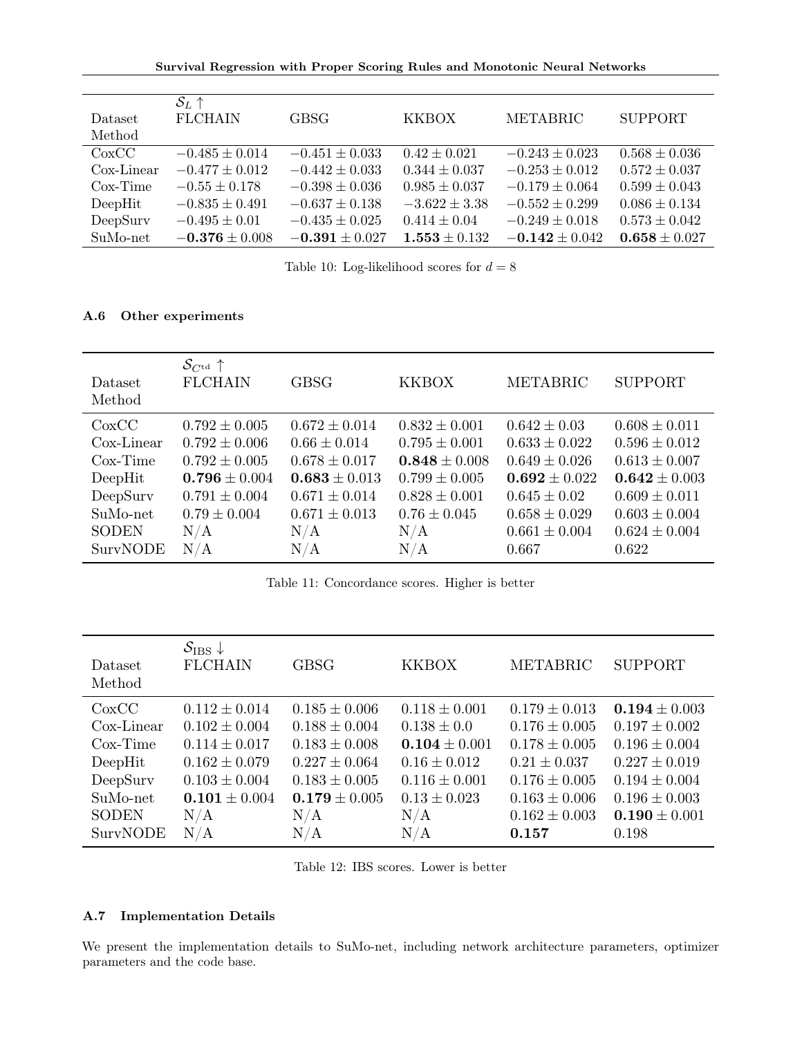| Dataset Method | $\mathcal{S}_L \uparrow$ FLCHAIN | GBSG | KKBOX | METABRIC | SUPPORT |
|---|---|---|---|---|---|
| CoxCC | $-0.485 \pm 0.014$ | $-0.451 \pm 0.033$ | $0.42 \pm 0.021$ | $-0.243 \pm 0.023$ | $0.568 \pm 0.036$ |
| Cox-Linear | $-0.477 \pm 0.012$ | $-0.442 \pm 0.033$ | $0.344 \pm 0.037$ | $-0.253 \pm 0.012$ | $0.572 \pm 0.037$ |
| Cox-Time | $-0.55 \pm 0.178$ | $-0.398 \pm 0.036$ | $0.985 \pm 0.037$ | $-0.179 \pm 0.064$ | $0.599 \pm 0.043$ |
| DeepHit | $-0.835 \pm 0.491$ | $-0.637 \pm 0.138$ | $-3.622 \pm 3.38$ | $-0.552 \pm 0.299$ | $0.086 \pm 0.134$ |
| DeepSurv | $-0.495 \pm 0.01$ | $-0.435 \pm 0.025$ | $0.414 \pm 0.04$ | $-0.249 \pm 0.018$ | $0.573 \pm 0.042$ |
| SuMo-net | $\mathbf{-0.376} \pm 0.008$ | $\mathbf{-0.391} \pm 0.027$ | $\mathbf{1.553} \pm 0.132$ | $\mathbf{-0.142} \pm 0.042$ | $\mathbf{0.658} \pm 0.027$ |

Table 10: Log-likelihood scores for $d = 8$

### A.6 Other experiments

| Dataset Method | $\mathcal{S}_{C^{\text{td}}} \uparrow$ FLCHAIN | GBSG | KKBOX | METABRIC | SUPPORT |
|---|---|---|---|---|---|
| CoxCC | $0.792 \pm 0.005$ | $0.672 \pm 0.014$ | $0.832 \pm 0.001$ | $0.642 \pm 0.03$ | $0.608 \pm 0.011$ |
| Cox-Linear | $0.792 \pm 0.006$ | $0.66 \pm 0.014$ | $0.795 \pm 0.001$ | $0.633 \pm 0.022$ | $0.596 \pm 0.012$ |
| Cox-Time | $0.792 \pm 0.005$ | $0.678 \pm 0.017$ | $\mathbf{0.848} \pm 0.008$ | $0.649 \pm 0.026$ | $0.613 \pm 0.007$ |
| DeepHit | $\mathbf{0.796} \pm 0.004$ | $\mathbf{0.683} \pm 0.013$ | $0.799 \pm 0.005$ | $\mathbf{0.692} \pm 0.022$ | $\mathbf{0.642} \pm 0.003$ |
| DeepSurv | $0.791 \pm 0.004$ | $0.671 \pm 0.014$ | $0.828 \pm 0.001$ | $0.645 \pm 0.02$ | $0.609 \pm 0.011$ |
| SuMo-net | $0.79 \pm 0.004$ | $0.671 \pm 0.013$ | $0.76 \pm 0.045$ | $0.658 \pm 0.029$ | $0.603 \pm 0.004$ |
| SODEN | N/A | N/A | N/A | $0.661 \pm 0.004$ | $0.624 \pm 0.004$ |
| SurvNODE | N/A | N/A | N/A | 0.667 | 0.622 |

Table 11: Concordance scores. Higher is better

| Dataset Method | $\mathcal{S}_{\text{IBS}} \downarrow$ FLCHAIN | GBSG | KKBOX | METABRIC | SUPPORT |
|---|---|---|---|---|---|
| CoxCC | $0.112 \pm 0.014$ | $0.185 \pm 0.006$ | $0.118 \pm 0.001$ | $0.179 \pm 0.013$ | $\mathbf{0.194} \pm 0.003$ |
| Cox-Linear | $0.102 \pm 0.004$ | $0.188 \pm 0.004$ | $0.138 \pm 0.0$ | $0.176 \pm 0.005$ | $0.197 \pm 0.002$ |
| Cox-Time | $0.114 \pm 0.017$ | $0.183 \pm 0.008$ | $\mathbf{0.104} \pm 0.001$ | $0.178 \pm 0.005$ | $0.196 \pm 0.004$ |
| DeepHit | $0.162 \pm 0.079$ | $0.227 \pm 0.064$ | $0.16 \pm 0.012$ | $0.21 \pm 0.037$ | $0.227 \pm 0.019$ |
| DeepSurv | $0.103 \pm 0.004$ | $0.183 \pm 0.005$ | $0.116 \pm 0.001$ | $0.176 \pm 0.005$ | $0.194 \pm 0.004$ |
| SuMo-net | $\mathbf{0.101} \pm 0.004$ | $\mathbf{0.179} \pm 0.005$ | $0.13 \pm 0.023$ | $0.163 \pm 0.006$ | $0.196 \pm 0.003$ |
| SODEN | N/A | N/A | N/A | $0.162 \pm 0.003$ | $\mathbf{0.190} \pm 0.001$ |
| SurvNODE | N/A | N/A | N/A | **0.157** | 0.198 |

Table 12: IBS scores. Lower is better

### A.7 Implementation Details

We present the implementation details to SuMo-net, including network architecture parameters, optimizer parameters and the code base.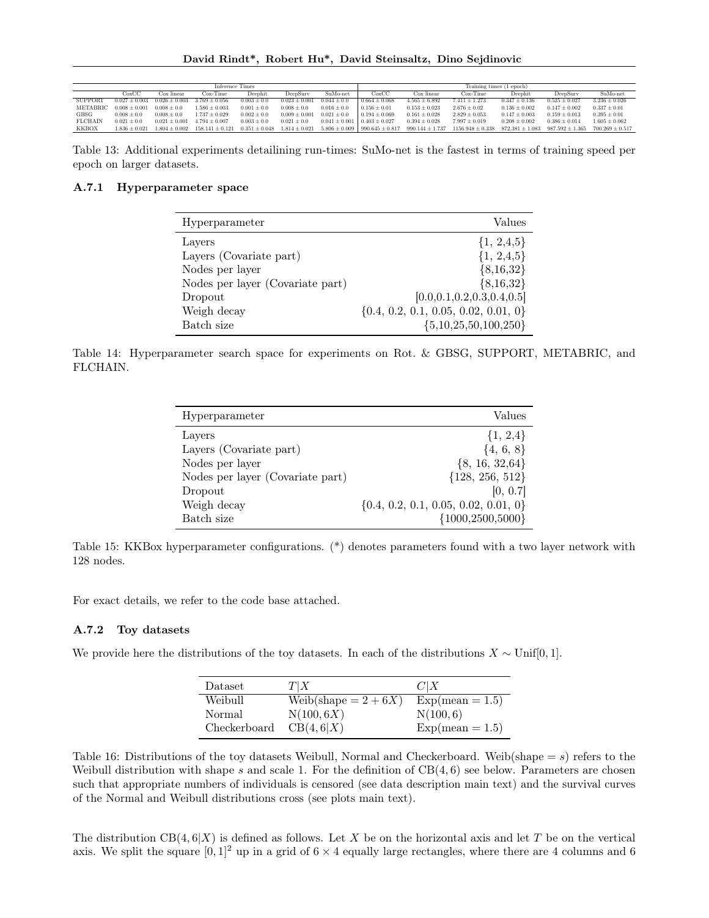| | Inference Times | | | | | | Training times (1 epoch) | | | | | |
|---|---|---|---|---|---|---|---|---|---|---|---|---|
| | CoxCC | Cox linear | Cox-Time | Deephit | DeepSurv | SuMo-net | CoxCC | Cox linear | Cox-Time | Deephit | DeepSurv | SuMo-net |
| SUPPORT | $0.027 \pm 0.003$ | $0.026 \pm 0.003$ | $3.769 \pm 0.056$ | $0.003 \pm 0.0$ | $0.023 \pm 0.001$ | $0.044 \pm 0.0$ | $0.664 \pm 0.068$ | $4.565 \pm 6.892$ | $7.411 \pm 1.273$ | $0.347 \pm 0.136$ | $0.525 \pm 0.027$ | $3.236 \pm 0.026$ |
| METABRIC | $0.008 \pm 0.001$ | $0.008 \pm 0.0$ | $1.586 \pm 0.003$ | $0.001 \pm 0.0$ | $0.008 \pm 0.0$ | $0.016 \pm 0.0$ | $0.156 \pm 0.01$ | $0.153 \pm 0.023$ | $2.676 \pm 0.02$ | $0.136 \pm 0.002$ | $0.147 \pm 0.002$ | $0.337 \pm 0.01$ |
| GBSG | $0.008 \pm 0.0$ | $0.008 \pm 0.0$ | $1.737 \pm 0.029$ | $0.002 \pm 0.0$ | $0.009 \pm 0.001$ | $0.021 \pm 0.0$ | $0.194 \pm 0.069$ | $0.161 \pm 0.028$ | $2.829 \pm 0.053$ | $0.147 \pm 0.003$ | $0.159 \pm 0.013$ | $0.395 \pm 0.01$ |
| FLCHAIN | $0.021 \pm 0.0$ | $0.021 \pm 0.001$ | $4.794 \pm 0.007$ | $0.003 \pm 0.0$ | $0.021 \pm 0.0$ | $0.041 \pm 0.001$ | $0.403 \pm 0.027$ | $0.394 \pm 0.028$ | $7.997 \pm 0.019$ | $0.208 \pm 0.002$ | $0.386 \pm 0.014$ | $1.605 \pm 0.062$ |
| KKBOX | $1.836 \pm 0.021$ | $1.804 \pm 0.002$ | $158.141 \pm 0.121$ | $0.351 \pm 0.048$ | $1.814 \pm 0.021$ | $5.806 \pm 0.009$ | $990.645 \pm 0.817$ | $990.144 \pm 1.737$ | $1156.948 \pm 0.338$ | $872.381 \pm 1.083$ | $987.592 \pm 1.365$ | $700.269 \pm 0.517$ |

Table 13: Additional experiments detailining run-times: SuMo-net is the fastest in terms of training speed per epoch on larger datasets.

### A.7.1 Hyperparameter space

| Hyperparameter | Values |
|---|---|
| Layers | {1, 2,4,5} |
| Layers (Covariate part) | {1, 2,4,5} |
| Nodes per layer | {8,16,32} |
| Nodes per layer (Covariate part) | {8,16,32} |
| Dropout | [0.0,0.1,0.2,0.3,0.4,0.5] |
| Weigh decay | {0.4, 0.2, 0.1, 0.05, 0.02, 0.01, 0} |
| Batch size | {5,10,25,50,100,250} |

Table 14: Hyperparameter search space for experiments on Rot. & GBSG, SUPPORT, METABRIC, and FLCHAIN.

| Hyperparameter | Values |
|---|---|
| Layers | {1, 2,4} |
| Layers (Covariate part) | {4, 6, 8} |
| Nodes per layer | {8, 16, 32,64} |
| Nodes per layer (Covariate part) | {128, 256, 512} |
| Dropout | [0, 0.7] |
| Weigh decay | {0.4, 0.2, 0.1, 0.05, 0.02, 0.01, 0} |
| Batch size | {1000,2500,5000} |

Table 15: KKBox hyperparameter configurations. (*) denotes parameters found with a two layer network with 128 nodes.

For exact details, we refer to the code base attached.

### A.7.2 Toy datasets

We provide here the distributions of the toy datasets. In each of the distributions $X \sim \text{Unif}[0, 1]$.

| Dataset | $T\|X$ | $C\|X$ |
|---|---|---|
| Weibull | $\text{Weib}(\text{shape} = 2 + 6X)$ | $\text{Exp}(\text{mean} = 1.5)$ |
| Normal | $\text{N}(100, 6X)$ | $\text{N}(100, 6)$ |
| Checkerboard | $\text{CB}(4, 6\|X)$ | $\text{Exp}(\text{mean} = 1.5)$ |

Table 16: Distributions of the toy datasets Weibull, Normal and Checkerboard. $\text{Weib}(\text{shape} = s)$ refers to the Weibull distribution with shape $s$ and scale 1. For the definition of $\text{CB}(4, 6)$ see below. Parameters are chosen such that appropriate numbers of individuals is censored (see data description main text) and the survival curves of the Normal and Weibull distributions cross (see plots main text).

The distribution $\text{CB}(4, 6|X)$ is defined as follows. Let $X$ be on the horizontal axis and let $T$ be on the vertical axis. We split the square $[0, 1]^2$ up in a grid of $6 \times 4$ equally large rectangles, where there are 4 columns and 6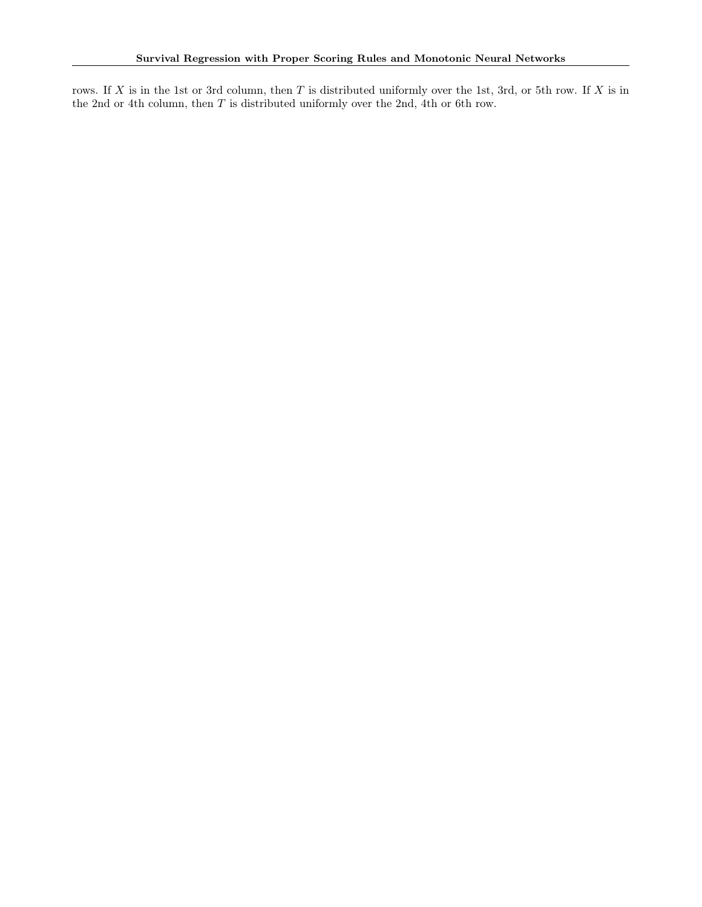rows. If $X$ is in the 1st or 3rd column, then $T$ is distributed uniformly over the 1st, 3rd, or 5th row. If $X$ is in the 2nd or 4th column, then $T$ is distributed uniformly over the 2nd, 4th or 6th row.